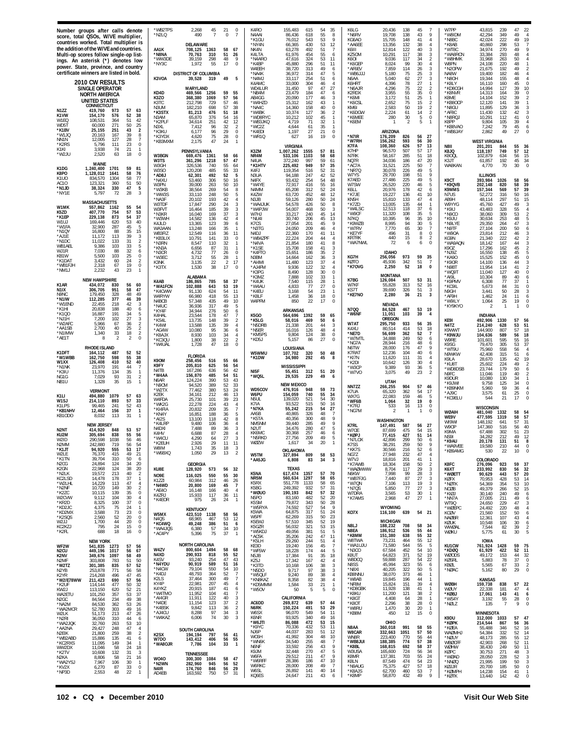Number groups after calls denote score, total QSOs, W/VE multiplier, countries worked. Total multiplier is the addition of the W/VE and countries. Multi-op scores follow single-op listings. An asterisk (*) denotes low power. State, province, and country certificate winners are listed in bold.

## 2010 CW RESULTS

### SINGLE OPERATOR

### NORTH AMERICA

### UNITED STATES

| CONNECTICUT | | | | |
|---|---|---|---|---|
| **N1ZZ** | 419,760 | 973 | 57 | 63 |
| **K1VW** | 154,170 | 576 | 52 | 38 |
| W1EQ | 108,531 | 364 | 51 | 42 |
| WD5T | 60,000 | 271 | 50 | 25 |
| ***K1BV** | 25,155 | 251 | 43 | 2 |
| *W1JQ | 20,163 | 167 | 39 | 8 |
| NN1N | 12,005 | 127 | 28 | 7 |
| *K2RS | 5,796 | 111 | 23 | 0 |
| K1KI | 3,938 | 74 | 21 | 1 |
| *W2JU | 2,520 | 63 | 18 | 0 |

| MAINE | | | | |
|---|---|---|---|---|
| **K1DG** | 1,240,400 | 1701 | 59 | 81 |
| K8PO | 1,128,012 | 1641 | 58 | 76 |
| K1UO | 834,570 | 1304 | 58 | 77 |
| AC1O | 123,321 | 360 | 51 | 50 |
| ***N1JD** | 38,324 | 330 | 47 | 5 |
| *NY1E | 5,797 | 72 | 28 | 3 |

| MASSACHUSETTS | | | | |
|---|---|---|---|---|
| **W1MK** | 557,862 | 1162 | 55 | 54 |
| K5ZD | 407,770 | 754 | 57 | 53 |
| ***K1EP** | 229,138 | 873 | 54 | 37 |
| W1UJ | 169,446 | 620 | 53 | 40 |
| *W1FA | 32,900 | 287 | 45 | 5 |
| *N1QY | 16,800 | 88 | 35 | 15 |
| *AJ1E | 11,172 | 113 | 39 | 3 |
| *N1DC | 11,022 | 133 | 31 | 2 |
| WB1AEL | 9,386 | 103 | 33 | 5 |
| WJ1R | 7,030 | 88 | 32 | 6 |
| KB1W | 5,500 | 103 | 25 | 0 |
| *K1DAT | 3,432 | 60 | 24 | 2 |
| *WB1FJH | 2,318 | 67 | 19 | 0 |
| *NM1J | 2,232 | 43 | 23 | 1 |

| NEW HAMPSHIRE | | | | |
|---|---|---|---|---|
| **K1AR** | 434,072 | 830 | 56 | 60 |
| N1IX | 306,705 | 951 | 58 | 47 |
| N9NC | 179,450 | 328 | 48 | 49 |
| ***N1IW** | 112,285 | 377 | 46 | 39 |
| *W1END | 22,455 | 218 | 42 | 3 |
| *K1HI | 20,838 | 188 | 40 | 6 |
| *K1QO | 16,887 | 191 | 34 | 5 |
| *N1JH | 7,200 | 102 | 27 | 3 |
| *W2AFC | 5,966 | 67 | 36 | 2 |
| *AA1SB | 2,700 | 40 | 25 | 2 |
| *N1IMW | 1,340 | 33 | 18 | 2 |
| *AE1T | 8 | 2 | 2 | 0 |

| RHODE ISLAND | | | | |
|---|---|---|---|---|
| **K1DFT** | 164,112 | 487 | 52 | 52 |
| ***W1WBB** | 162,750 | 598 | 55 | 38 |
| W1XX | 126,408 | 410 | 52 | 40 |
| *N1NK | 23,970 | 191 | 44 | 7 |
| *K3IU | 11,376 | 134 | 35 | 1 |
| NG1G | 7,029 | 93 | 31 | 2 |
| NB1U | 1,328 | 35 | 15 | 1 |

| VERMONT | | | | |
|---|---|---|---|---|
| **K1LI** | 494,880 | 1079 | 57 | 63 |
| W1SJ | 214,110 | 893 | 57 | 33 |
| K1LPS | 99,465 | 241 | 52 | 43 |
| ***KB1NHV** | 12,464 | 156 | 37 | 1 |
| KB1ODO | 8,032 | 113 | 31 | 1 |

| NEW JERSEY | | | | |
|---|---|---|---|---|
| **N2NT** | 414,920 | 848 | 53 | 57 |
| KU2M | 305,694 | 838 | 55 | 56 |
| W2ID | 290,598 | 1038 | 56 | 46 |
| N2MM | 242,880 | 719 | 56 | 54 |
| ***K1JT** | 94,920 | 555 | 53 | 17 |
| W2LE | 76,370 | 415 | 49 | 21 |
| *K1TN | 39,704 | 310 | 50 | 6 |
| N2CG | 24,894 | 124 | 34 | 20 |
| K2GN | 22,968 | 124 | 38 | 20 |
| *N2LK | 19,572 | 213 | 40 | 2 |
| KC2LSD | 14,478 | 178 | 37 | 1 |
| *W2LHL | 14,229 | 113 | 47 | 4 |
| *N2NF | 10,720 | 149 | 30 | 2 |
| *K2ZC | 10,115 | 139 | 35 | 0 |
| W2CVW | 9,112 | 104 | 30 | 4 |
| *KR2D | 8,325 | 100 | 37 | 0 |
| *KD2JC | 4,375 | 75 | 24 | 1 |
| *KD2MX | 3,588 | 73 | 23 | 0 |
| *K2SQS | 2,560 | 52 | 20 | 0 |
| W2JJ | 1,700 | 44 | 20 | 0 |
| KC2KZJ | 795 | 24 | 15 | 0 |
| *K2FL | 688 | 18 | 16 | 0 |

| NEW YORK | | | | |
|---|---|---|---|---|
| **WF2W** | 541,835 | 1273 | 57 | 56 |
| N2CU | 449,196 | 1017 | 56 | 67 |
| K2NV | 349,676 | 1097 | 58 | 49 |
| N2MF | 303,808 | 783 | 51 | 50 |
| ***W2TZ** | 301,385 | 835 | 57 | 52 |
| N2YB | 253,878 | 771 | 56 | 58 |
| K2YR | 214,268 | 496 | 47 | 45 |
| ***W2/E78WW** | 211,423 | 690 | 57 | 56 |
| *K2UF | 114,144 | 477 | 50 | 32 |
| KW2J | 113,650 | 620 | 52 | 21 |
| WA2ETU | 101,250 | 357 | 53 | 37 |
| N2GC | 84,564 | 234 | 49 | 38 |
| NA2M | 84,530 | 362 | 53 | 26 |
| *WA2MCR | 52,780 | 303 | 49 | 16 |
| W2LK | 51,173 | 213 | 47 | 26 |
| *N2RI | 36,050 | 310 | 44 | 6 |
| *WA2JQK | 32,760 | 263 | 53 | 10 |
| *AA2NA | 29,427 | 248 | 47 | 4 |
| N2EIK | 21,800 | 259 | 38 | 2 |
| *WB2ABD | 15,886 | 135 | 41 | 6 |
| *KC2RXS | 11,095 | 149 | 34 | 1 |
| WW2DX | 11,046 | 58 | 24 | 18 |
| *K2TV | 10,608 | 132 | 31 | 3 |
| N2KA | 8,806 | 58 | 21 | 16 |
| *WA2YSJ | 7,967 | 106 | 30 | 1 |
| *KV2X | 6,270 | 87 | 33 | 0 |
| *NF3D | 2,553 | 48 | 22 | 1 |
| *WB2TPS | 2,268 | 45 | 21 | 0 |
| *N2LQ | 490 | 7 | 0 | 7 |

| DELAWARE | | | | |
|---|---|---|---|---|
| **AA1K** | 708,125 | 1363 | 58 | 67 |
| ***N8NA** | 70,763 | 310 | 51 | 26 |
| *WW3DE | 39,159 | 298 | 48 | 9 |
| *NY3C | 1,972 | 55 | 17 | 0 |

| DISTRICT OF COLUMBIA | | | | |
|---|---|---|---|---|
| **K3VOA** | 39,528 | 319 | 49 | 5 |

| MARYLAND | | | | |
|---|---|---|---|---|
| **KD4D** | 469,566 | 1256 | 59 | 55 |
| K3ZO | 368,380 | 1069 | 57 | 56 |
| K3TC | 212,798 | 729 | 57 | 46 |
| N3UM | 182,210 | 698 | 57 | 38 |
| ***K3STX** | 81,213 | 476 | 51 | 18 |
| N3AM | 65,870 | 376 | 54 | 16 |
| *K2PLF | 34,614 | 251 | 42 | 12 |
| N3XL | 7,412 | 96 | 32 | 2 |
| *K3KU | 6,177 | 96 | 29 | 0 |
| *K3YDX | 4,620 | 75 | 28 | 0 |
| *KB3MXM | 2,175 | 47 | 24 | 1 |

| PENNSYLVANIA | | | | |
|---|---|---|---|---|
| **W3BGN** | 669,476 | 1361 | 58 | 66 |
| W3TS | 361,296 | 1218 | 57 | 47 |
| W3GH | 326,536 | 740 | 55 | 64 |
| W3SO | 120,208 | 485 | 55 | 33 |
| ***AD8J** | 62,301 | 492 | 52 | 5 |
| *N4XU | 53,460 | 306 | 50 | 16 |
| W3PN | 39,000 | 263 | 50 | 10 |
| *W3KB | 38,564 | 269 | 54 | 8 |
| *WW3S | 33,110 | 248 | 50 | 5 |
| *NA3F | 20,102 | 103 | 42 | 4 |
| W3TDF | 17,847 | 290 | 24 | 3 |
| W3FVT | 16,464 | 185 | 39 | 3 |
| *N3KR | 16,040 | 169 | 37 | 3 |
| *W3WH | 14,582 | 136 | 42 | 4 |
| K4JLD | 13,365 | 123 | 39 | 6 |
| WA3AAN | 13,248 | 166 | 35 | 1 |
| WB3FIZ | 12,549 | 116 | 36 | 11 |
| *KB3LIX | 10,791 | 141 | 33 | 0 |
| *N3RN | 8,547 | 110 | 32 | 1 |
| *KN3A | 6,656 | 87 | 31 | 1 |
| *N3OR | 4,732 | 77 | 26 | 0 |
| *W3EC | 3,712 | 55 | 28 | 1 |
| K3NK | 3,135 | 22 | 2 | 17 |
| *K3TX | 1,530 | 38 | 17 | 0 |

| ALABAMA | | | | |
|---|---|---|---|---|
| **K4AB** | 186,865 | 785 | 58 | 37 |
| ***WA1FCN** | 102,888 | 643 | 53 | 19 |
| *K4CWW | 91,130 | 624 | 54 | 11 |
| W4RYW | 66,980 | 418 | 55 | 13 |
| N4BCB | 57,348 | 435 | 49 | 10 |
| *N4UC | 36,936 | 317 | 49 | 5 |
| *KY4F | 34,944 | 276 | 50 | 6 |
| K4HAL | 23,544 | 178 | 47 | 7 |
| *KS4L | 13,735 | 148 | 39 | 2 |
| *K4WI | 13,588 | 135 | 39 | 4 |
| *AG4W | 10,080 | 95 | 36 | 6 |
| *KA4JX | 8,930 | 103 | 34 | 4 |
| *KC3QU | 1,800 | 38 | 22 | 2 |
| *W4UAL | 1,728 | 47 | 18 | 0 |

| FLORIDA | | | | |
|---|---|---|---|---|
| **K9OM** | 258,456 | 516 | 55 | 66 |
| K9FY | 205,810 | 625 | 56 | 54 |
| N4TB | 167,286 | 636 | 56 | 42 |
| ***W4AA** | 156,870 | 485 | 54 | 51 |
| N6AR | 124,224 | 390 | 53 | 43 |
| *N9OM | 94,520 | 389 | 52 | 33 |
| *W2TX | 77,462 | 380 | 53 | 24 |
| K2EK | 34,161 | 212 | 46 | 13 |
| W4FDA | 25,730 | 101 | 39 | 23 |
| *WK2G | 22,278 | 224 | 43 | 4 |
| *KI4RA | 20,832 | 209 | 35 | 7 |
| *KN4Y | 16,851 | 188 | 36 | 5 |
| *AI2S | 13,100 | 118 | 42 | 8 |
| *K4LRP | 9,480 | 106 | 36 | 4 |
| N4DXI | 7,488 | 89 | 36 | 3 |
| K4HV | 6,688 | 87 | 28 | 4 |
| *W4CU | 4,290 | 64 | 27 | 3 |
| *K2EUH | 2,926 | 29 | 11 | 11 |
| W8IM | 1,743 | 35 | 18 | 3 |
| *W6BXQ | 1,050 | 29 | 13 | 2 |

| GEORGIA | | | | |
|---|---|---|---|---|
| **KU8E** | 128,920 | 573 | 56 | 32 |
| NO9E | 116,025 | 550 | 55 | 30 |
| K1ZZI | 60,984 | 312 | 46 | 26 |
| ***N4WD** | 20,800 | 169 | 45 | 7 |
| *AE4O | 16,146 | 166 | 40 | 4 |
| K4ZRJ | 15,933 | 117 | 36 | 11 |
| *K4EDR | 975 | 26 | 24 | 1 |

| KENTUCKY | | | | |
|---|---|---|---|---|
| **W5MX** | 423,510 | 1138 | 58 | 56 |
| N4QS | 68,965 | 467 | 53 | 12 |
| ***KC4WQ** | 49,248 | 386 | 51 | 6 |
| *WA4JQS | 6,380 | 57 | 34 | 10 |
| *AC4PY | 5,396 | 75 | 37 | 1 |

| NORTH CAROLINA | | | | |
|---|---|---|---|---|
| **W4ZV** | 800,604 | 1494 | 58 | 68 |
| N4XD | 290,933 | 818 | 55 | 52 |
| K4SV | 93,240 | 254 | 47 | 43 |
| ***N4YDU** | 90,919 | 589 | 51 | 16 |
| *N4OW | 79,104 | 550 | 54 | 10 |
| *K4DJ | 48,793 | 364 | 52 | 7 |
| K2LS | 37,464 | 300 | 49 | 7 |
| *KY4P | 22,961 | 207 | 45 | 4 |
| K4YKZ | 20,915 | 187 | 41 | 6 |
| *W4TMO | 11,952 | 104 | 41 | 7 |
| *N4GR | 11,911 | 122 | 40 | 3 |
| *N4DE | 11,154 | 123 | 37 | 2 |
| *K4BSK | 9,842 | 113 | 36 | 2 |
| *AJ4OJ | 8,288 | 97 | 34 | 3 |
| *W4KAZ | 6,006 | 74 | 30 | 3 |

| SOUTH CAROLINA | | | | |
|---|---|---|---|---|
| **K2SX** | 194,194 | 797 | 56 | 41 |
| W7DO | 143,412 | 406 | 56 | 55 |
| ***WA8OJR** | 7,786 | 104 | 33 | 1 |

| TENNESSEE | | | | |
|---|---|---|---|---|
| **WO4O** | 300,300 | 1084 | 58 | 47 |
| ***N2WN** | 282,960 | 945 | 56 | 52 |
| N4IR | 174,760 | 846 | 56 | 29 |
| AD4EB | 163,592 | 750 | 57 | 31 |
| K4RO | 155,483 | 615 | 54 | 35 |
| N4AAI | 86,436 | 618 | 55 | 8 |
| *K1GU | 76,012 | 543 | 53 | 9 |
| *NY4N | 66,365 | 430 | 53 | 12 |
| NK4N | 63,278 | 492 | 51 | 7 |
| K4LTA | 61,976 | 454 | 55 | 6 |
| *N4ARO | 47,616 | 324 | 53 | 11 |
| *K4BP | 45,880 | 296 | 51 | 11 |
| W4EEH | 38,720 | 313 | 49 | 6 |
| *NA4K | 36,972 | 314 | 47 | 5 |
| *N4MJ | 33,117 | 254 | 51 | 6 |
| K4AMC | 33,000 | 304 | 46 | 4 |
| WD4LUR | 31,450 | 97 | 47 | 27 |
| *NB4M | 23,479 | 184 | 47 | 6 |
| AB4GG | 20,090 | 177 | 46 | 3 |
| *W4HZD | 15,312 | 162 | 43 | 1 |
| *NA4C | 14,360 | 158 | 40 | 0 |
| *W4BK | 10,374 | 127 | 36 | 2 |
| *WD8RYC | 10,212 | 102 | 45 | 1 |
| *WB3JKQ | 4,719 | 71 | 32 | 1 |
| *WC2Z | 4,644 | 61 | 35 | 1 |
| *K4EDI | 1,197 | 27 | 21 | 0 |
| *WR1Q | 627 | 16 | 19 | 0 |

| VIRGINIA | | | | |
|---|---|---|---|---|
| **K3ZM** | 1,007,262 | 1555 | 57 | 81 |
| NR4M | 533,106 | 1103 | 58 | 68 |
| N4UA | 372,240 | 997 | 59 | 61 |
| ***K1HTV** | 225,492 | 949 | 57 | 35 |
| N4FJ | 119,354 | 516 | 52 | 31 |
| N3UA | 94,188 | 247 | 42 | 52 |
| N4FX | 93,432 | 254 | 54 | 48 |
| *W4YE | 72,917 | 416 | 55 | 16 |
| N4MM | 65,208 | 312 | 52 | 24 |
| K4ZW | 63,720 | 452 | 48 | 12 |
| N3JB | 59,126 | 280 | 50 | 24 |
| *WA4JUK | 54,578 | 426 | 50 | 8 |
| *W4PJW | 54,007 | 468 | 50 | 3 |
| W7HJ | 33,217 | 240 | 45 | 14 |
| *NU4I | 30,740 | 206 | 45 | 13 |
| K7CS | 27,051 | 201 | 45 | 9 |
| *N3TG | 24,050 | 209 | 46 | 4 |
| N4DJ | 22,360 | 170 | 41 | 11 |
| *WB4ZPF | 22,224 | 204 | 44 | 4 |
| *N4VA | 21,854 | 180 | 41 | 8 |
| *K1SE | 15,708 | 158 | 41 | 3 |
| *K4FTO | 15,651 | 186 | 35 | 2 |
| N3BM | 14,664 | 162 | 36 | 3 |
| *AI4MI | 11,480 | 123 | 37 | 4 |
| *AJ4FM | 9,936 | 122 | 32 | 4 |
| *K3PG | 8,490 | 128 | 30 | 0 |
| *K3MZ | 7,888 | 102 | 33 | 1 |
| *K4UK | 7,540 | 115 | 28 | 1 |
| *W4AU | 4,833 | 77 | 27 | 0 |
| *K4EU | 3,168 | 54 | 23 | 1 |
| *K8LF | 1,458 | 36 | 18 | 0 |
| W4PFM | 850 | 22 | 17 | 0 |

| ARKANSAS | | | | |
|---|---|---|---|---|
| **K5GO** | 564,696 | 1392 | 59 | 65 |
| ***K5LG** | 58,016 | 469 | 50 | 6 |
| *N5DRB | 21,338 | 201 | 44 | 3 |
| *N5ER | 16,016 | 126 | 48 | 4 |
| *KM5PS | 9,804 | 124 | 38 | 4 |
| *KD5J | 5,157 | 86 | 27 | 0 |

| LOUISIANA | | | | |
|---|---|---|---|---|
| **W5WMU** | 107,702 | 320 | 50 | 48 |
| ***K1DW** | 34,980 | 292 | 45 | 8 |

| MISSISSIPPI | | | | |
|---|---|---|---|---|
| **NI5F** | 55,451 | 312 | 51 | 20 |
| ***WQ5L** | 29,535 | 229 | 49 | 6 |

| NEW MEXICO | | | | |
|---|---|---|---|---|
| **WD5COV** | 476,916 | 948 | 59 | 73 |
| W6PU | 154,059 | 740 | 55 | 34 |
| N5UL | 139,020 | 521 | 54 | 30 |
| K7IA | 93,522 | 515 | 50 | 16 |
| ***N7KA** | 55,242 | 215 | 54 | 27 |
| AA5B | 40,865 | 326 | 48 | 7 |
| *K5TA | 40,356 | 300 | 48 | 9 |
| NM5NM | 39,440 | 285 | 49 | 9 |
| N2UT | 34,476 | 280 | 47 | 5 |
| KK6MC | 30,368 | 257 | 46 | 6 |
| *N5RKD | 27,756 | 209 | 49 | 5 |
| W0ZW | 1,617 | 34 | 20 | 1 |

| OKLAHOMA | | | | |
|---|---|---|---|---|
| **W5TM** | 327,894 | 809 | 58 | 53 |
| ***AA5JG** | 6,808 | 83 | 34 | 3 |

| TEXAS | | | | |
|---|---|---|---|---|
| **K5NA** | 617,474 | 1357 | 57 | 70 |
| NR5M | 560,634 | 1297 | 58 | 65 |
| K5RX | 551,778 | 1133 | 58 | 65 |
| K5BG | 249,392 | 932 | 57 | 31 |
| ***W0UO** | 190,193 | 842 | 57 | 32 |
| N5PO | 83,160 | 482 | 52 | 20 |
| K5SM | 79,872 | 343 | 50 | 28 |
| *W5RYA | 74,592 | 527 | 54 | 9 |
| K5WA | 64,875 | 317 | 51 | 24 |
| W5PF | 62,269 | 315 | 50 | 23 |
| K5EWJ | 57,510 | 345 | 52 | 19 |
| K5GZR | 56,032 | 321 | 53 | 15 |
| *W5KDJ | 49,056 | 381 | 51 | 5 |
| *AC5K | 35,206 | 242 | 47 | 11 |
| *K5LH | 29,260 | 244 | 51 | 4 |
| KE3D | 19,240 | 156 | 45 | 7 |
| *WF5W | 18,228 | 174 | 44 | 5 |
| N5JB | 17,384 | 91 | 35 | 18 |
| K2ZJ | 17,342 | 167 | 42 | 4 |
| *K3TD | 10,168 | 106 | 38 | 3 |
| *N5DO | 9,717 | 97 | 38 | 3 |
| *W5QLF | 9,240 | 89 | 38 | 4 |
| *KN6KAZ | 8,358 | 82 | 38 | 4 |
| *KD5MMM | 1,584 | 33 | 21 | 1 |
| *W5OV | 50 | 5 | 5 | 0 |

| CALIFORNIA | | | | |
|---|---|---|---|---|
| **AC6DD** | 269,872 | 639 | 57 | 44 |
| N6RK | 150,224 | 491 | 53 | 29 |
| W6SX | 96,070 | 549 | 54 | 11 |
| N6NR | 93,925 | 340 | 49 | 16 |
| ***W6JTI** | 86,088 | 472 | 53 | 15 |
| *K9YC | 70,336 | 432 | 53 | 11 |
| NJ6P | 44,037 | 283 | 51 | 12 |
| WC6H | 41,992 | 304 | 48 | 10 |
| *WN6K | 34,550 | 255 | 48 | 7 |
| N6NF | 33,592 | 256 | 43 | 9 |
| K6JM | 32,448 | 270 | 47 | 5 |
| W6FA | 29,512 | 211 | 47 | 9 |
| *W6RFF | 28,386 | 186 | 47 | 10 |
| W6RKC | 28,000 | 208 | 49 | 7 |
| W6SL | 26,892 | 141 | 40 | 14 |
| KQ6ES | 24,647 | 211 | 43 | 6 |
| K6LG | 20,436 | 138 | 45 | 7 |
| *N6RV | 19,708 | 138 | 43 | 9 |
| KG6AO | 15,705 | 148 | 41 | 4 |
| *AA6EE | 13,356 | 132 | 38 | 4 |
| K6III | 12,814 | 122 | 40 | 3 |
| KZ6OM | 10,291 | 117 | 38 | 3 |
| K6OI | 9,036 | 117 | 34 | 2 |
| *K6GEP | 8,024 | 99 | 30 | 4 |
| *AF6EV | 7,859 | 114 | 26 | 3 |
| *WB6JJJ | 5,180 | 75 | 25 | 3 |
| N6AA | 5,040 | 62 | 27 | 3 |
| K6HRT | 4,396 | 78 | 27 | 1 |
| *N6AJR | 4,296 | 75 | 22 | 2 |
| K2RDX | 3,955 | 55 | 35 | 0 |
| *K6MI | 3,172 | 51 | 25 | 1 |
| *K6CSL | 2,652 | 75 | 15 | 2 |
| KM6I | 2,583 | 50 | 19 | 2 |
| *K6DGW | 2,224 | 61 | 14 | 2 |
| *K6MEE | 280 | 30 | 5 | 0 |
| *K6EM | 1 | 2 | 5 | 1 |

| ARIZONA | | | | |
|---|---|---|---|---|
| ***N7IR** | 176,209 | 826 | 56 | 27 |
| *W7RH | 156,262 | 593 | 56 | 30 |
| **K7FA** | 108,360 | 626 | 57 | 13 |
| K7HP | 96,570 | 507 | 57 | 17 |
| N7RK | 58,167 | 285 | 51 | 18 |
| NQ7R | 34,036 | 186 | 47 | 20 |
| *AC7A | 31,521 | 225 | 50 | 7 |
| *NR7Q | 30,078 | 226 | 49 | 5 |
| W7YS | 29,700 | 198 | 51 | 9 |
| K7AED | 27,486 | 225 | 49 | 5 |
| W7SW | 26,520 | 220 | 46 | 5 |
| K6LL | 20,976 | 178 | 42 | 6 |
| *K7JE | 19,227 | 136 | 41 | 10 |
| KN5H | 15,810 | 133 | 47 | 4 |
| *K7ZD | 13,005 | 135 | 44 | 1 |
| *W4LSC | 12,513 | 118 | 37 | 6 |
| *W9CF | 11,320 | 108 | 35 | 5 |
| N7KQ | 10,395 | 96 | 35 | 10 |
| *K9WZB | 8,995 | 94 | 30 | 5 |
| *W7RV | 7,770 | 65 | 30 | 7 |
| *KE7YF | 496 | 31 | 8 | 0 |
| KR7RK | 440 | 15 | 8 | 2 |
| *WA7NWL | 72 | 6 | 6 | 0 |

| IDAHO | | | | |
|---|---|---|---|---|
| **KG7H** | 256,056 | 973 | 59 | 35 |
| K0TO | 45,936 | 342 | 51 | 7 |
| ***K7OVG** | 2,250 | 52 | 18 | 0 |

| MONTANA | | | | |
|---|---|---|---|---|
| **K7BG** | 126,084 | 507 | 53 | 31 |
| W7KF | 55,828 | 313 | 52 | 16 |
| KS7T | 39,690 | 326 | 51 | 3 |
| ***KE7NO** | 2,280 | 36 | 21 | 3 |

| NEVADA | | | | |
|---|---|---|---|---|
| **N7QQ** | 84,528 | 467 | 53 | 19 |
| ***W6NF** | 11,051 | 103 | 39 | 4 |

| OREGON | | | | |
|---|---|---|---|---|
| **W7AT** | 295,750 | 933 | 56 | 35 |
| K4XU | 80,514 | 414 | 53 | 18 |
| ***NE7D** | 56,699 | 362 | 52 | 7 |
| *W7MTL | 34,888 | 249 | 50 | 6 |
| *NG7A | 28,944 | 216 | 48 | 6 |
| N6TW | 28,000 | 176 | 47 | 9 |
| K7RAT | 12,236 | 104 | 40 | 6 |
| *KI7N | 11,620 | 111 | 31 | 4 |
| *K2DI | 10,642 | 126 | 30 | 4 |
| *W3CP | 9,389 | 93 | 36 | 5 |
| *W7VO | 3,075 | 49 | 23 | 2 |

| UTAH | | | | |
|---|---|---|---|---|
| **NN7ZZ** | 266,255 | 904 | 57 | 46 |
| K7UA | 65,320 | 362 | 54 | 17 |
| WX7G | 22,083 | 159 | 46 | 5 |
| ***WF6B** | 1,064 | 32 | 19 | 0 |
| *K7RJ | 533 | 16 | 13 | 0 |
| *NG7M | 2 | 1 | 1 | 0 |

| WASHINGTON | | | | |
|---|---|---|---|---|
| **K7RL** | 147,491 | 587 | 56 | 27 |
| W7OE | 87,699 | 475 | 54 | 15 |
| ***K0PJ** | 77,415 | 427 | 51 | 14 |
| *N7LQX | 42,896 | 299 | 50 | 6 |
| K7SS | 38,291 | 259 | 50 | 9 |
| *KK7S | 30,566 | 216 | 52 | 6 |
| NG7Z | 27,948 | 232 | 47 | 4 |
| W7VJ | 18,816 | 201 | 41 | 1 |
| *K7AWB | 18,304 | 158 | 50 | 2 |
| *WA0WWW | 8,704 | 117 | 29 | 3 |
| N6KW | 7,998 | 99 | 28 | 3 |
| *WB7FJG | 7,440 | 87 | 27 | 3 |
| *W7QN | 7,106 | 113 | 19 | 3 |
| *N7QS | 5,850 | 77 | 27 | 3 |
| W7DRA | 3,565 | 53 | 30 | 1 |
| *K7AMS | 2,968 | 47 | 27 | 1 |

| WYOMING | | | | |
|---|---|---|---|---|
| **KO7X** | 116,100 | 639 | 54 | 21 |

| MICHIGAN | | | | |
|---|---|---|---|---|
| **N8LJ** | 188,232 | 708 | 58 | 34 |
| N8EA | 186,912 | 536 | 55 | 44 |
| ***K8MM** | 151,380 | 638 | 55 | 32 |
| W8TWA | 73,231 | 464 | 55 | 12 |
| *WA1UJU | 71,580 | 544 | 55 | 5 |
| *N8CO | 67,584 | 452 | 54 | 10 |
| K8UT | 64,623 | 371 | 52 | 19 |
| W8DCQ | 59,888 | 287 | 54 | 22 |
| N8SS | 45,994 | 323 | 55 | 6 |
| *N8XI | 40,205 | 322 | 50 | 5 |
| KB8NNU | 38,070 | 373 | 46 | 1 |
| *W8AB | 19,845 | 196 | 44 | 1 |
| *NF8M | 15,824 | 151 | 39 | 4 |
| *KD8GBK | 11,928 | 138 | 41 | 1 |
| *K8KU | 11,200 | 121 | 38 | 2 |
| *K8GT | 4,408 | 64 | 28 | 1 |
| *K8OT | 2,296 | 38 | 28 | 0 |
| *W8RU | 1,470 | 30 | 20 | 1 |
| *KB8M | 450 | 12 | 15 | 0 |

| OHIO | | | | |
|---|---|---|---|---|
| **N8AA** | 360,018 | 991 | 58 | 55 |
| W8CAR | 332,663 | 1051 | 57 | 50 |
| WN8R | 223,400 | 770 | 56 | 44 |
| ***WB8JUI** | 188,385 | 774 | 57 | 38 |
| *K8BL | 168,815 | 692 | 58 | 37 |
| W3USA | 165,600 | 724 | 56 | 34 |
| K8MR | 137,381 | 703 | 55 | 24 |
| K8LN | 87,549 | 474 | 54 | 23 |
| *N9AUG | 75,375 | 427 | 57 | 18 |
| *K8AJS | 62,700 | 460 | 53 | 7 |
| *K8MP | 58,870 | 432 | 50 | 8 |
| W7PP | 43,815 | 239 | 47 | 22 |
| *W8IDM | 42,294 | 349 | 49 | 4 |
| *N8BC | 42,024 | 222 | 49 | 19 |
| *K8AB | 40,860 | 298 | 53 | 7 |
| *WT8C | 34,974 | 270 | 49 | 9 |
| *WA8RCN | 33,384 | 293 | 48 | 4 |
| *W8HMK | 31,968 | 263 | 50 | 4 |
| W8PN | 24,108 | 220 | 48 | 1 |
| *N2OPW | 21,675 | 192 | 49 | 2 |
| NA8W | 19,400 | 182 | 46 | 4 |
| *N8OH | 19,344 | 155 | 48 | 4 |
| *K8LY | 16,110 | 160 | 45 | 0 |
| *KD8OGH | 14,994 | 127 | 39 | 10 |
| *K8NVR | 14,313 | 164 | 39 | 0 |
| K8ME | 14,104 | 152 | 39 | 2 |
| *KB8OCP | 12,120 | 141 | 39 | 1 |
| *N8GU | 11,895 | 129 | 36 | 3 |
| *AF8C | 11,430 | 132 | 42 | 3 |
| *N8RQJ | 10,291 | 112 | 41 | 0 |
| K8PP | 9,804 | 105 | 39 | 4 |
| *KB8VAO | 7,242 | 79 | 45 | 6 |
| *WB8JAY | 2,862 | 49 | 27 | 0 |

| WEST VIRGINIA | | | | |
|---|---|---|---|---|
| N8II | 201,201 | 844 | 55 | 36 |
| **K8JQ** | 118,197 | 749 | 57 | 12 |
| K8OQL | 102,879 | 634 | 56 | 15 |
| K3JT | 61,857 | 192 | 45 | 34 |
| WA8KAN | 4,770 | 70 | 30 | 0 |

| ILLINOIS | | | | |
|---|---|---|---|---|
| **K9CT** | 393,984 | 1026 | 58 | 56 |
| ***K9QVB** | 202,148 | 820 | 58 | 39 |
| K9MMS | 157,344 | 569 | 57 | 39 |
| N7US | 52,272 | 316 | 50 | 16 |
| AB9H | 48,114 | 297 | 51 | 15 |
| W9YYG | 45,760 | 427 | 49 | 3 |
| *K9IJ | 43,483 | 328 | 55 | 4 |
| *N9CO | 38,060 | 309 | 53 | 2 |
| *K9JU | 30,634 | 253 | 48 | 5 |
| *N9LYE | 29,350 | 264 | 47 | 3 |
| *N9TF | 27,104 | 200 | 50 | 6 |
| *W9OA | 23,814 | 212 | 46 | 3 |
| KG9N | 21,340 | 222 | 42 | 2 |
| *WA9AQN | 18,142 | 167 | 44 | 3 |
| K9OZ | 17,296 | 162 | 45 | 2 |
| *NJ9Z | 16,550 | 138 | 45 | 5 |
| *KA9O | 15,525 | 152 | 45 | 0 |
| *K9OR | 14,100 | 136 | 44 | 3 |
| *N9BT | 11,954 | 114 | 41 | 2 |
| *WQ9T | 11,040 | 127 | 40 | 0 |
| *AI9L | 10,304 | 89 | 40 | 6 |
| *K9PMV | 6,308 | 77 | 37 | 1 |
| *KC9IL | 5,673 | 84 | 31 | 0 |
| N9GH | 3,441 | 50 | 28 | 3 |
| *AF9H | 1,462 | 24 | 11 | 6 |
| *W9ILY | 1,064 | 25 | 19 | 0 |
| *KY9KYO | 2 | 1 | 1 | 0 |

| INDIANA | | | | |
|---|---|---|---|---|
| **KE9I** | 492,906 | 1330 | 57 | 56 |
| N4TZ | 214,240 | 628 | 53 | 51 |
| K9WWT | 144,900 | 807 | 57 | 18 |
| ***K9WJU** | 104,636 | 589 | 56 | 18 |
| W9RE | 101,601 | 595 | 55 | 16 |
| K9SG | 79,470 | 305 | 53 | 37 |
| *WT9U | 75,960 | 558 | 56 | 4 |
| N9WKW | 42,408 | 315 | 51 | 6 |
| K9LA | 28,670 | 135 | 42 | 19 |
| *KU8T | 25,602 | 224 | 49 | 2 |
| *WD8DSB | 23,744 | 179 | 50 | 6 |
| N9FC | 11,046 | 119 | 40 | 2 |
| K9DUR | 10,080 | 130 | 34 | 1 |
| *K9JWI | 9,758 | 125 | 34 | 0 |
| *KB9NKM | 5,960 | 59 | 36 | 4 |
| *AJ9C | 3,575 | 61 | 25 | 0 |
| *KC9ELU | 544 | 21 | 17 | 0 |

| WISCONSIN | | | | |
|---|---|---|---|---|
| **W0AIH** | 481,040 | 1332 | 58 | 54 |
| WE9V | 477,595 | 1319 | 58 | 57 |
| WI9WI | 148,192 | 641 | 57 | 31 |
| W9OP | 147,360 | 516 | 56 | 40 |
| K9MA | 67,488 | 302 | 51 | 23 |
| NS9I | 34,282 | 212 | 49 | 12 |
| ***K9AU** | 20,178 | 131 | 51 | 8 |
| *WA9VEE | 19,580 | 210 | 44 | 0 |
| *KB9AMG | 530 | 22 | 10 | 0 |

| COLORADO | | | | |
|---|---|---|---|---|
| **K8FC** | 276,096 | 923 | 59 | 37 |
| K0KT | 233,992 | 830 | 56 | 32 |
| ***W0ETT** | 90,629 | 443 | 57 | 20 |
| K0FX | 70,953 | 428 | 53 | 14 |
| *N0TK | 54,369 | 354 | 53 | 10 |
| N0ZB | 49,379 | 266 | 52 | 15 |
| *KI0J | 30,140 | 249 | 49 | 6 |
| *NN7A | 27,005 | 211 | 49 | 6 |
| WT9Q | 24,650 | 229 | 47 | 3 |
| *W0EPC | 24,492 | 220 | 48 | 4 |
| KC0V | 21,560 | 152 | 50 | 6 |
| NA0BR | 12,361 | 107 | 43 | 4 |
| K0UK | 10,548 | 106 | 30 | 6 |
| WW0AL | 7,544 | 82 | 39 | 2 |
| W0KU | 5,775 | 61 | 30 | 5 |

| IOWA | | | | |
|---|---|---|---|---|
| **KU1CW** | 761,924 | 1428 | 59 | 75 |
| ***KD0Q** | 61,929 | 422 | 52 | 11 |
| W0ODS | 49,172 | 153 | 44 | 32 |
| K0SRL | 5,883 | 78 | 37 | 0 |
| KB0L | 5,565 | 67 | 33 | 2 |
| *N0AC | 5,162 | 80 | 29 | 0 |

| KANSAS | | | | |
|---|---|---|---|---|
| **W0BH** | 159,738 | 838 | 57 | 22 |
| W0UY | 22,338 | 181 | 47 | 4 |
| ***K0BJ** | 17,061 | 143 | 41 | 6 |
| *WS4Y | 3,192 | 55 | 28 | 0 |
| *N0LZ | 135 | 7 | 9 | 0 |

| MINNESOTA | | | | |
|---|---|---|---|---|
| **K9DU** | 312,000 | 1033 | 57 | 47 |
| ***K0PK** | 214,544 | 867 | 56 | 36 |
| *K0EA | 55,488 | 346 | 52 | 16 |
| *WA0MHJ | 54,384 | 332 | 52 | 14 |
| *N0UY | 48,173 | 285 | 55 | 12 |
| WB0CFF | 42,903 | 268 | 52 | 11 |
| W0HW | 38,430 | 249 | 50 | 11 |
| K0PC | 30,753 | 271 | 48 | 3 |
| *W0AD | 28,050 | 228 | 52 | 3 |
| *NN0Q | 21,095 | 199 | 50 | 3 |
| K0UJR | 20,700 | 185 | 53 | 7 |
| *K0MPH | 14,238 | 154 | 41 | 1 |
| *K0TK | 13,440 | 142 | 42 | 0 |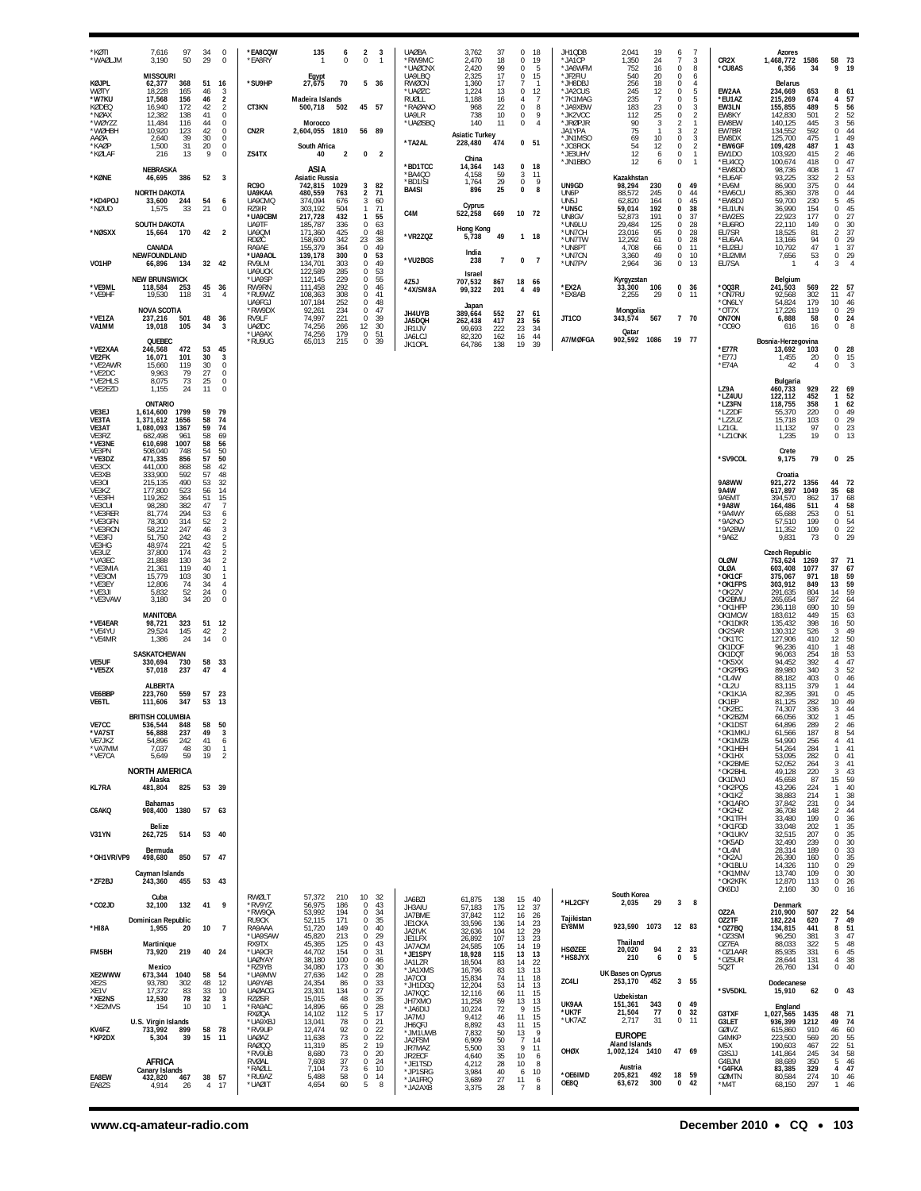*KØTI 7,616 97 34 0
*WAØLJM 3,190 50 29 0

**MISSOURI**
KØJPL 62,377 368 51 16
WØTY 18,228 165 46 3
*W7KU 17,568 156 46 2
KØDEQ 16,940 172 42 2
*NØAX 12,382 138 41 0
*WØYZZ 11,484 116 44 0
*WØHBH 10,920 123 42 0
AAØA 2,640 39 30 0
*KAØP 1,500 31 20 0
*KØLAF 216 13 9 0

**NEBRASKA**
*KØNE 46,695 386 52 3

**NORTH DAKOTA**
*KD4POJ 33,600 244 54 6
*NØUD 1,575 33 21 0

**SOUTH DAKOTA**
*NØSXX 15,664 170 42 2

**CANADA**

**NEWFOUNDLAND**
VO1HP 66,896 134 32 42

**NEW BRUNSWICK**
*VE9ML 118,584 253 45 36
*VE9HF 19,530 118 31 4

**NOVA SCOTIA**
*VE1ZA 237,216 501 48 36
VA1MM 19,018 105 34 3

**QUEBEC**
*VE2XAA 246,568 472 53 45
VE2FK 16,071 101 30 3
*VE2AWR 15,660 119 30 0
*VE2DC 9,963 79 27 0
*VE2HLS 8,075 73 25 0
*VE2EZD 1,155 24 11 0

**ONTARIO**
VE3EJ 1,614,600 1799 59 79
VE3TA 1,371,612 1656 58 74
VE3AT 1,080,093 1367 59 74
VE3RZ 682,498 961 58 69
*VE3NE 610,698 1007 58 56
VE3PN 508,040 748 54 50
*VE3DZ 471,335 856 57 50
VE3CX 441,000 868 58 42
VE3XB 333,900 592 57 48
VE3OI 215,135 490 53 32
VE3KZ 177,800 523 56 14
*VE3FH 119,262 364 51 15
VE3CUI 98,280 382 47 7
*VE3RER 81,774 294 53 6
*VE3GFN 78,300 314 52 2
*VE3RCN 58,212 247 46 3
*VE3FJ 51,750 242 43 2
VE3HG 48,974 221 42 5
VE3UZ 37,800 174 43 2
*VA3EC 21,888 130 34 2
*VE3MIA 21,361 119 40 1
*VE3OM 15,779 103 30 1
*VE3EY 12,806 74 34 4
*VE3JI 5,832 52 24 0
*VE3VAW 3,180 34 20 0

**MANITOBA**
*VE4EAR 98,721 323 51 12
*VE4YU 29,524 145 42 2
*VE4MR 1,386 24 14 0

**SASKATCHEWAN**
VE5UF 330,694 730 58 33
*VE5ZX 57,018 237 47 4

**ALBERTA**
VE6BBP 223,760 559 57 23
VE6TL 111,606 347 53 13

**BRITISH COLUMBIA**
VE7CC 536,544 848 58 50
*VA7ST 56,888 237 49 3
VE7JKZ 54,896 242 41 6
*VA7MM 7,037 48 30 1
*VE7CA 5,649 59 19 2

**NORTH AMERICA**

**Alaska**
KL7RA 481,804 825 53 39

**Bahamas**
C6AKQ 908,400 1380 57 63

**Belize**
V31YN 262,725 514 53 40

**Bermuda**
*OH1VR/VP9 498,680 850 57 47

**Cayman Islands**
*ZF2BJ 243,360 455 53 43

**Cuba**
*CO2JD 32,100 132 41 9

**Dominican Republic**
*HI8A 1,955 20 10 7

**Martinique**
FM5BH 73,920 219 40 24

**Mexico**
XE2WWW 673,344 1040 58 54
XE2S 93,780 302 48 12
XE1V 17,372 83 33 10
*XE2NS 12,530 78 32 3
*XE2MVS 154 10 10 1

**U.S. Virgin Islands**
KV4FZ 733,992 899 58 78
*KP2DX 5,304 39 15 11

**AFRICA**

**Canary Islands**
EA8EW 432,820 467 38 57
EA8ZS 4,914 26 4 17
*EA8CQW 135 6 2 3
*EA8RY 1 0 0 1

**Egypt**
*SU9HP 27,675 70 5 36

**Madeira Islands**
CT3KN 500,718 502 45 57

**Morocco**
CN2R 2,604,055 1810 56 89

**South Africa**
ZS4TX 40 2 0 2

**ASIA**

**Asiatic Russia**
RC9O 742,815 1029 3 82
UA9KAA 480,559 763 2 71
UA9CMQ 374,094 676 3 60
RZ9IR 303,192 504 1 71
*UA9CBM 217,728 432 1 55
UA9TF 185,787 336 0 63
UA9QM 171,360 425 0 48
RDØC 158,600 342 23 38
RA9AE 155,379 364 0 49
*UA9AOL 139,178 300 0 53
RV9LM 134,701 303 0 49
UA9UCK 122,589 285 0 53
*UA9SP 112,145 229 0 55
RW9RN 111,458 292 0 46
*RU9WZ 108,363 308 0 41
UA9FGJ 107,184 252 0 48
*RW9DX 92,261 234 0 47
RV9LF 74,997 221 0 39
UAØDC 74,256 266 12 30
*UA9AX 74,256 179 0 51
*RU9UG 65,013 215 0 39
RWØLT 57,372 210 10 32
*RV9YZ 56,975 186 0 43
*RW9QA 53,992 194 0 34
RU9CK 52,115 171 0 35
RA9AAA 51,720 149 0 40
*UA9SAW 45,820 213 0 29
RX9TX 45,365 125 0 41
*UA9CR 44,702 154 0 31
UAØYAY 38,180 100 0 46
*RZ9YB 34,080 173 0 30
*UA9MW 27,636 142 0 28
UA9YAB 24,354 86 0 33
UAØACG 23,301 134 0 27
RZØSR 15,015 48 0 35
*RA9AC 14,896 66 0 28
RXØQA 14,102 112 5 17
*UA9XBJ 13,041 78 0 21
*RV9UP 12,474 92 0 22
UAØAZ 11,638 73 0 22
RAØQQ 11,319 85 2 19
*RV9UB 8,680 73 0 20
RVØAL 7,608 37 0 24
*RAØLL 7,104 73 6 10
*RU9AZ 5,488 58 0 14
*UAØIT 4,654 60 5 8
UAØBA 3,762 37 0 18
*RW9MC 2,470 18 0 19
*UAØCNX 2,420 99 0 5
UA9LBQ 2,325 17 0 15
RWØCN 1,360 17 7 1
*UAØZC 1,224 13 0 12
RUØLL 1,188 16 4 7
*RAØANO 968 22 0 8
UA9LR 738 10 0 9
*UAØSBQ 140 11 0 4

**Asiatic Turkey**
*TA2AL 228,480 474 0 51

**China**
*BD1TCC 14,364 143 0 18
*BA4QO 4,158 59 3 11
*BD1ISI 1,764 29 0 9
BA4SI 896 25 0 8

**Cyprus**
C4M 522,258 669 10 72

**Hong Kong**
*VR2ZQZ 5,738 49 1 18

**India**
*VU2BGS 238 7 0 7

**Israel**
4Z5J 707,532 867 18 66
*4X/SM8A 99,322 201 4 49

**Japan**
JH4UYB 389,664 552 27 61
JA5DQH 262,438 417 23 56
JR1IJV 99,693 222 23 34
JA6LCJ 82,320 162 16 44
JK1OPL 64,786 138 19 39
JA6BZI 61,875 138 15 40
JH3AIU 57,183 175 12 37
JA7BME 37,842 112 16 26
JE1CKA 33,596 136 14 23
JA2IVK 32,636 104 12 29
JE1LFX 26,892 107 13 23
JA7ACM 24,585 105 14 19
*JE1SPY 18,928 115 13 13
JA1LZR 18,504 83 14 22
*JA1XMS 16,796 83 13 13
JA7COI 15,834 74 11 18
*JH1DGQ 12,204 53 14 13
JA7KQC 12,116 66 11 15
JH7XMO 11,258 59 13 13
*JA6DIJ 10,224 72 9 15
JA7MJ 9,412 46 11 15
JH6QFJ 8,892 43 11 15
*JM1UWB 7,832 50 13 9
JA2FSM 6,909 50 7 14
JR7MAZ 5,500 33 9 11
JR2ECF 4,640 35 10 6
*JE1TSD 4,212 28 10 8
*JP1SRG 3,984 40 6 10
*JA1FRQ 3,689 27 11 6
*JA2AXB 3,375 28 7 8
JH1QDB 2,041 19 6 7
*JA1CP 1,350 24 7 3
*JA6WFM 752 16 0 8
*JF2RU 540 20 0 6
*JH8DBJ 256 18 0 4
*JA2CUS 245 12 0 5
*7K1MAG 235 7 0 5
*JA9XBW 183 23 0 3
*JK2VOC 112 25 0 2
*JRØPJR 90 3 2 1
JA1YPA 75 1 3 2
*JN1MSO 69 10 0 3
*JC8ROK 54 12 0 2
*JE3UHV 12 6 0 1
*JN1BBO 12 6 0 1

**Kazakhstan**
UN9GD 98,294 230 0 49
UN6P 88,572 245 0 44
UN5J 62,820 164 0 45
*UN5C 59,014 192 0 38
UN8GV 52,873 191 0 37
*UN9LU 29,484 125 0 28
*UN7CH 23,016 95 0 28
*UN7TW 12,292 61 0 28
*UN8PT 4,708 66 0 11
*UN7CN 3,360 49 0 10
*UN7PV 2,964 36 0 13

**Kyrgyzstan**
*EX2A 33,300 106 0 36
*EX8AB 2,255 29 0 11

**Mongolia**
JT1CO 343,574 567 7 70

**Qatar**
A7/MØFGA 902,592 1086 19 77

**South Korea**
*HL2CFY 2,035 29 3 8

**Tajikistan**
EY8MM 923,590 1073 12 83

**Thailand**
HSØZEE 20,020 94 2 33
*HS8JYX 210 6 0 5

**UK Bases on Cyprus**
ZC4LI 253,170 452 3 55

**Uzbekistan**
UK9AA 151,361 343 0 49
*UK7F 21,504 77 0 32
*UK7AZ 2,717 31 0 11

**EUROPE**

**Aland Islands**
OHØX 1,002,124 1410 47 69

**Austria**
*OE5IMD 205,821 492 18 59
OE8Q 63,672 300 0 42

**Azores**
CR2X 1,468,772 1586 58 73
*CU8AS 6,356 34 9 19

**Belarus**
EW2AA 234,669 653 8 61
*EU1AZ 215,269 674 4 57
EW3LN 155,855 489 5 56
EW8KY 142,830 501 2 52
EW8EW 140,125 445 3 56
EW7BR 134,552 592 0 44
EW8DX 125,700 475 1 49
*EW6GF 109,428 487 1 43
EW1DO 103,920 415 2 46
*EU4CQ 100,674 418 0 47
*EW8DD 98,736 408 1 47
*EU6AF 93,225 332 2 53
*EV6M 86,900 375 0 44
*EW6CU 85,360 378 0 44
*EW8DJ 59,700 230 5 45
*EU1UN 36,990 154 0 45
*EW2ES 22,923 177 0 27
*EU6RO 22,110 149 0 30
EU7SR 18,525 81 2 37
*EU6AA 13,166 94 0 29
*EU2EU 10,792 47 1 37
*EU2MM 7,656 53 0 29
EU7SA 1 4 3 4

**Belgium**
*OQ3R 241,503 569 22 57
*ON7RU 92,568 302 11 47
*ON6LY 54,824 179 10 46
*OT7X 17,226 119 0 29
ON7ON 6,888 58 0 24
*OO8O 616 16 0 8

**Bosnia-Herzegovina**
*E77R 13,692 103 0 28
*E77J 1,455 20 0 15
*E74A 42 4 0 3

**Bulgaria**
LZ9A 460,733 929 22 69
*LZ4UU 122,112 452 1 52
*LZ3FN 118,755 358 1 62
*LZ2DF 55,370 220 0 49
*LZ2UZ 15,718 103 0 29
LZ1GL 11,132 97 0 23
*LZ1ONK 1,235 19 0 13

**Crete**
*SV9COL 9,175 79 0 25

**Croatia**
9A8WW 921,272 1356 44 72
9A4W 617,897 1049 35 68
9A5MT 394,570 862 17 68
*9A8W 164,486 511 4 58
*9A4WY 65,688 253 0 51
*9A2NO 57,510 199 0 54
*9A2BW 11,352 109 0 22
*9A6Z 9,831 73 0 29

**Czech Republic**
OLØW 753,624 1269 37 71
OLØA 603,408 1077 37 67
*OK1CF 375,067 971 18 59
*OK1FPS 303,912 849 13 59
*OK2ZV 291,635 804 14 59
OK2BMU 265,654 587 22 64
*OK1HFP 236,118 690 10 59
OK1MCW 183,612 449 15 63
*OK1DKR 135,432 398 16 50
OK2SAR 130,312 526 3 49
*OK1TC 127,906 410 12 50
OK1DOF 96,236 410 1 48
OK1DQT 96,063 254 18 53
*OK5XX 94,452 392 4 47
*OK2PBG 89,980 340 3 52
*OL4W 88,182 403 0 46
*OL2U 83,115 379 1 44
*OK1KJA 82,395 391 0 45
OK1EP 81,125 282 10 49
*OK2EC 74,307 336 3 44
*OK2BZM 66,056 302 1 45
*OK1DST 64,896 289 2 46
*OK1MKU 61,566 187 8 54
*OK1MZB 54,990 256 4 41
*OK1HEH 54,264 284 1 41
*OK1HX 53,095 282 0 41
*OK2BME 52,052 264 3 41
*OK2BHL 49,128 220 3 43
OK1DWJ 45,658 87 15 59
*OK2PQS 43,296 224 1 40
*OK1KZ 38,883 214 1 38
*OK1ARO 37,842 231 0 34
*OK2HZ 36,708 148 2 44
*OK1TFH 33,480 199 0 36
*OK1FGD 33,048 202 1 35
*OK1UKV 32,515 207 0 35
*OK5AD 32,490 239 0 30
*OL4M 28,314 189 0 33
*OK2AJ 26,390 160 0 35
*OK1BLU 14,326 110 0 29
*OK1MNV 13,740 109 0 30
*OK2KFK 12,870 113 0 26
OK6DJ 2,160 30 0 16

**Denmark**
OZ2A 210,900 507 22 54
OZ2TF 182,224 620 7 49
*OZ7BQ 134,815 441 8 51
*OZ3SM 96,250 381 3 47
OZ7EA 88,033 322 5 48
*OZ1AAR 85,935 331 6 45
*OZ5UR 28,644 131 4 38
5Q2T 26,760 134 0 40

**Dodecanese**
*SV5DKL 15,910 62 0 43

**England**
G3TXF 1,027,565 1435 48 71
G3LET 936,399 1212 49 74
GØIVZ 615,860 910 46 60
G4MKP 223,500 569 20 55
M5X 190,603 467 22 51
G3SJJ 141,864 245 34 58
G4BJM 88,689 350 5 46
*G4FKA 83,385 329 4 47
GØMTN 80,554 274 10 46
*M4T 68,150 297 1 46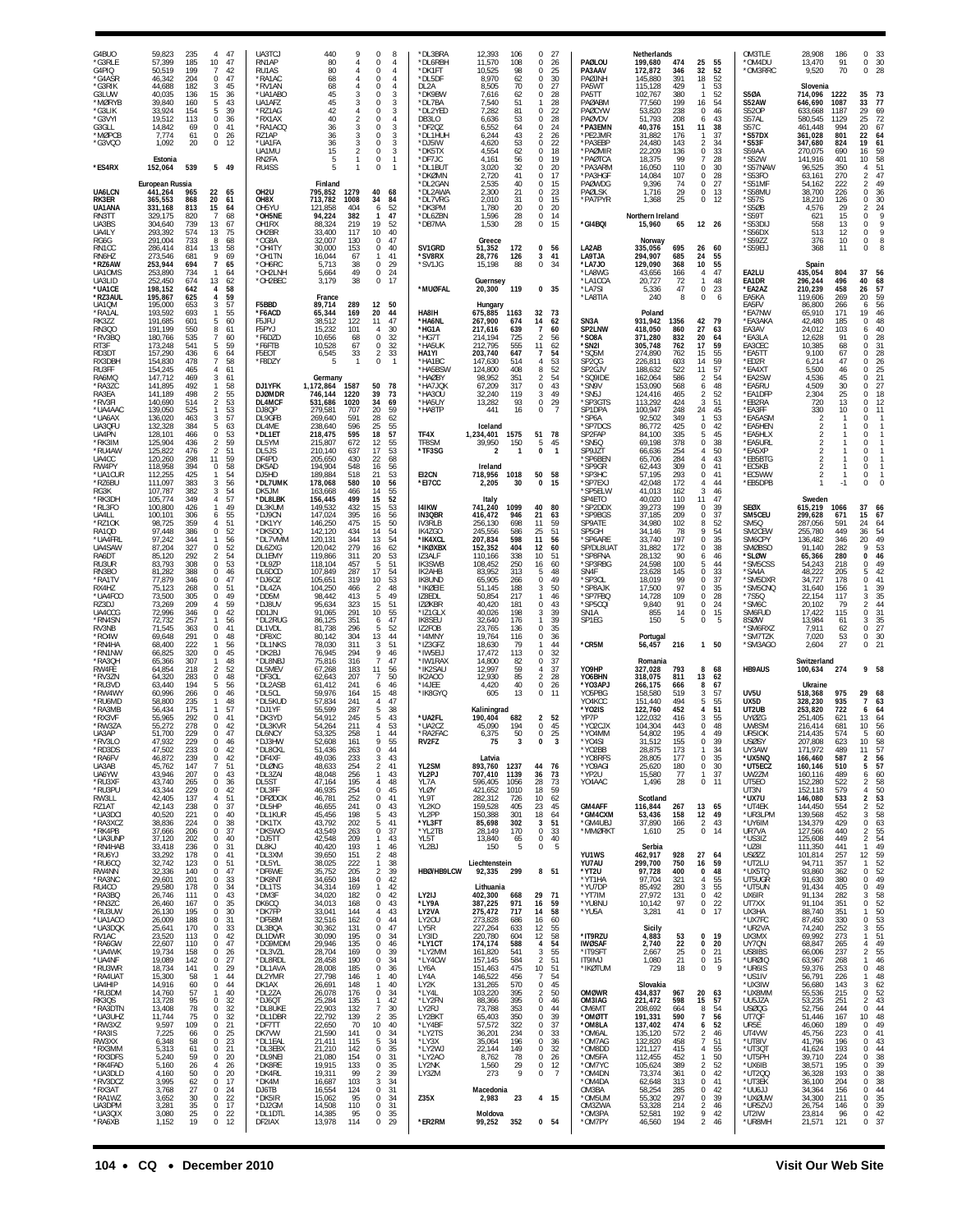G4BUO 59,823 235 4 47
*G3RLE 57,399 185 10 47
G4PIQ 50,519 199 7 42
*G4ASR 46,342 204 0 47
*G3RIK 44,688 182 3 45
G3LUW 40,035 136 15 36
*MØRYB 39,840 160 5 43
*G3LIK 33,924 154 5 39
*G3VYI 19,512 113 0 36
G3GLL 14,842 69 0 41
*MØPCB 7,774 61 0 26
*G3VQO 1,092 20 0 12

Estonia
*ES4RX 152,064 539 5 49

European Russia
UA6LCN 441,264 965 22 65
RK3ER 365,553 868 20 61
UA1ANA 331,168 813 15 64
RN3TT 329,175 820 7 68
UA3BS 304,640 739 13 67
UA4LY 293,392 574 13 75
RG6G 291,004 733 8 68
RN1CC 286,414 814 13 58
RN6HZ 273,546 681 9 69
*RZ6AW 253,944 694 7 65
UA1OMS 253,890 734 1 64
UA3LID 252,450 674 13 62
*UA1CE 198,152 642 4 58
*RZ3AUL 195,867 625 4 59
UA1QM 195,003 653 3 57
*RA1AL 193,592 693 1 55
RK3ZZ 191,685 601 5 60
RN3QO 191,199 550 8 61
*RV3BQ 180,766 535 7 60
RT3F 173,248 541 5 59
RD3DT 157,290 436 6 64
RX3DBH 154,830 478 7 58
RU3FF 154,245 465 4 61
RA6MQ 147,712 469 3 61
*RA3ZC 141,895 492 1 58
RA3EA 141,189 498 2 55
*RV3FI 140,690 514 2 53
*UA4AAC 139,050 525 1 53
*UA6AX 136,020 463 3 57
UA3QFU 132,328 384 5 63
UA4PN 128,101 466 0 53
*RK3IM 125,904 436 2 59
*RU4AW 125,822 476 2 51
UA4CC 120,260 298 11 59
RW4PY 118,958 394 0 58
*UA1CUR 112,255 425 1 54
*RZ6BU 111,097 383 3 56
RG3K 107,787 382 3 54
*RK3DH 105,774 349 4 57
*RL3FO 100,800 426 1 49
UA4LL 100,101 306 6 55
*RZ1OK 98,725 359 4 51
RA1QD 97,448 386 0 52
*UA4FRL 97,242 344 1 56
UA4SAW 87,204 327 0 52
RA6DT 85,120 292 2 54
RU3UR 83,793 308 0 53
RN3BO 81,282 388 0 46
*RA1TV 77,879 346 0 47
RX4HZ 75,123 268 0 51
*UA4FCO 73,500 305 0 49
RZ3DJ 73,269 209 4 59
UA4CCG 72,996 346 0 42
*RN4SN 72,732 257 1 56
RV3NB 71,545 363 0 41
*RO4W 69,648 291 0 48
*RN4HA 68,400 222 1 56
*RN1NW 66,825 320 0 45
*RA3QH 65,366 307 1 48
RW4FE 64,854 218 2 52
*RV3ZN 64,320 283 0 48
*RU3VD 63,440 194 5 56
*RW4WY 60,996 266 0 46
*RU6MD 58,800 235 1 48
*RA3MB 56,434 175 1 57
*RX3VF 55,965 292 0 41
*RW3ZA 55,272 278 0 42
UA3AP 51,700 229 0 47
*RV3LO 47,932 229 0 46
*RD3DS 47,502 233 0 42
*RA6FV 46,872 239 0 42
UA3AB 45,762 147 7 51
UA6YW 43,946 207 0 43
*RU3XF 43,740 265 0 36
*RU3PU 43,344 229 0 42
RW3LL 42,405 137 4 51
RZ1AT 42,143 238 0 37
*UA3DCI 40,520 221 0 40
*RA3XCZ 38,836 224 0 38
*RK4PB 37,666 206 0 37
*UA3UNP 37,120 202 0 40
*RN4HAB 33,418 236 0 31
*RU6YJ 33,292 178 0 41
*RU6CQ 32,742 123 0 51
RW4NN 32,336 140 0 47
*RA3NC 29,601 201 0 33
RU4CO 29,580 178 0 34
*RA3BQ 26,746 111 5 43
*RN3ZC 26,460 167 0 35
*RU3UW 26,130 195 0 30
*UA1ACD 26,009 188 0 31
*UA3DQK 25,641 170 0 33
RV1AC 23,520 113 0 42
*RA6GW 22,607 110 0 47
*UA4WK 19,734 158 0 26
*UA1NF 19,089 142 0 27
*RU3WR 18,734 141 0 29
*RA1AT 15,300 58 1 44
UA4HIP 14,916 60 0 44
*RU3DM 14,760 57 1 40
RK3QS 13,728 95 0 32
*RA3DTN 13,408 78 0 32
*UA3UHZ 11,744 75 0 32
*RW3XZ 9,597 109 0 21
*RA3IS 7,225 66 0 25
RW3XX 6,348 58 0 23
*RX3MM 5,313 61 0 21
*RX3DFS 5,240 59 0 20
*RK4FAD 5,160 26 0 26
*UA3DLD 4,160 50 0 20
*RV3DCZ 3,995 62 0 17
*RX3AT 3,768 27 0 24
*RA1WZ 3,652 30 0 22
UA3DPM 3,281 35 0 17
*UA3QX 3,080 25 0 22
*RA6XB 1,152 19 0 12

UA3TCJ 440 9 0 8
RN1AP 80 4 0 4
RU1AS 80 4 0 4
*RA1AC 68 4 0 4
*RV1AN 68 4 0 4
*UA1ABO 45 3 0 3
UA1AFZ 45 3 0 3
*RZ1AG 42 4 0 3
*RX1AX 40 2 0 4
*RA1ACQ 36 3 0 3
RZ1AP 36 3 0 3
*UA1FA 36 3 0 3
UA1MU 15 2 0 3
RN2FA 5 1 0 1
RU4SS 5 1 0 1

Finland
OH2U 795,852 1279 40 68
OH8X 713,782 1008 34 84
OH5YU 121,858 404 6 52
*OH5NE 94,224 382 1 47
OH1RX 88,324 219 19 52
OH2BR 33,400 117 10 40
*OG9A 32,007 130 0 47
*OH4TY 30,000 153 0 40
*OH1TN 16,044 67 1 41
*OH6RC 5,713 38 0 29
*OH2LNH 5,664 49 0 24
*OH2BEC 3,179 38 0 17

France
F5BBD 89,714 289 12 50
*F6ACD 65,344 169 20 44
F5JFU 38,512 122 11 47
F5PYJ 15,232 101 4 30
*F6DZD 10,656 68 0 32
*F6FTB 10,528 67 0 32
F5EOT 6,545 33 2 33
*F8DZY 5 1 0 1

Germany
DJ1YFK 1,172,864 1587 50 78
DJØMDR 746,144 1220 39 73
DL4MCF 531,686 1020 34 69
DJ8QP 279,581 707 20 59
DL9GFB 269,640 591 28 62
DL4ME 238,640 596 25 55
*DL1ET 218,475 595 18 57
DL5YM 215,807 672 12 55
DL5JS 210,140 637 17 53
DF4PD 205,650 430 22 68
DK5AD 194,904 548 16 56
DJ5HD 189,884 518 21 53
*DL7UMK 178,068 580 10 56
DK5JM 163,668 466 14 55
*DL8LBK 156,445 499 15 52
DL3KUM 149,532 432 15 53
*DJ9CN 147,024 395 16 56
*DK1YY 146,250 475 15 50
*DK5DQ 142,120 434 14 54
*DL7VMM 120,131 344 13 54
DL6ZXG 120,042 279 16 62
DL1EMY 119,866 311 20 53
*DL9ZP 118,104 457 5 51
DL6DCD 107,849 287 17 54
*DJ6OZ 105,651 319 10 53
*DL4ZA 104,250 466 2 48
*DD5M 98,442 413 3 49
*DJ8UV 95,634 323 15 51
DD1JN 91,065 291 10 55
*DL2RUG 86,125 351 6 47
DL1VDL 81,738 296 5 52
*DF8XC 80,142 304 13 44
*DL1NKS 78,030 311 3 51
*DK2BJ 76,945 294 9 46
*DL8NBJ 75,816 316 7 47
DL5MEV 67,268 183 11 56
*DF3CL 62,643 207 7 50
*DL2ASB 61,412 241 6 46
*DL5CL 59,976 164 15 48
*DL5KUD 57,834 241 4 47
*DJ1YF 55,599 287 5 38
*DK3YD 54,912 245 5 43
*DL3KVR 54,264 211 4 53
DL6NCY 53,325 258 1 44
*DJ3HW 52,608 161 9 55
*DL8OKL 51,436 263 0 44
*DF4XF 49,036 233 3 43
*DLØNG 48,633 254 2 41
*DL3ZAI 48,048 256 1 43
DL5ST 47,164 195 4 48
*DL3FF 46,935 254 0 45
*DRØDOX 46,781 252 0 41
*DL5HP 46,655 241 0 43
*DL1KUR 45,456 198 5 43
*DK1TX 43,792 202 5 41
*DK5WO 43,549 263 0 37
*DJ5TT 42,548 209 1 43
DL8KJ 40,420 193 1 46
*DL3XM 39,650 151 2 48
*DL5YL 38,025 222 1 38
*DF6WE 35,752 205 0 39
*DK8NT 34,650 184 0 42
*DL1TS 34,314 169 1 42
*DM3F 34,020 182 0 42
DK6CQ 34,013 168 0 43
*DK7FP 33,041 144 4 43
*DF8RM 32,516 162 0 44
DL3BQA 30,362 131 0 47
DL1DWR 30,090 195 0 34
*DG8MDM 29,946 135 0 46
*DL3VZL 28,704 169 0 39
*DL8RDL 28,458 190 0 34
*DL1AVA 28,008 185 0 36
DL2YMR 27,798 146 1 40
DK1AX 26,691 148 1 40
*DL2ZA 26,076 176 0 34
*DJ6QT 25,284 135 1 42
*DL8UKE 22,903 132 0 30
*DL1DBR 22,792 139 2 35
*DF7TT 22,650 70 10 40
DK7VW 21,590 141 0 34
*DL9NEI 21,084 159 0 31
*DK8RE 19,915 133 0 35
*DK4RL 19,311 99 2 39
*DK4M 16,687 103 3 34
DJ6TB 16,554 124 0 31
*DK5IR 15,062 95 0 34
*DJ2GM 14,508 110 0 31
*DL1DTL 14,385 95 0 35
DF2IAX 13,978 114 0 29

*DL3BRA 12,393 106 0 27
*DK8BH 11,570 108 0 26
*DK1FT 10,525 98 0 25
*DL5DF 8,970 62 0 30
DL2A 8,505 70 0 27
*DK9BW 7,616 62 0 28
*DL7BA 7,540 51 1 28
*DL2YED 7,282 81 0 22
DB3LO 6,636 53 0 28
*DF2QZ 6,552 64 0 24
*DL1HLH 6,244 43 2 26
*DJ5IW 4,620 53 0 22
*DK5TX 4,554 62 0 18
*DF7JC 4,161 56 0 19
*DL1BUT 3,020 32 0 20
*DKØMN 2,720 41 0 17
*DL2GAN 2,535 40 0 15
*DL2AWA 2,300 21 0 23
*DL7VRG 2,010 31 0 15
*DK3PM 1,780 20 0 20
*DL6ZBN 1,596 28 0 14
*DB7MA 1,530 28 0 15

Greece
SV1GRD 51,352 172 0 56
*SV8RX 28,776 126 3 41
*SV1JG 15,198 88 0 34

Guernsey
*MUØFAL 20,300 119 0 35

Hungary
HA8IH 675,885 1163 32 73
*HA6NL 267,900 674 14 62
*HG1A 217,616 639 7 60
*HG7T 214,194 725 2 56
*HA5UK 212,795 555 11 62
HA1YI 203,740 647 7 54
*HA1BC 147,630 514 4 53
*HA5BSW 124,800 408 8 52
*HAØBY 98,952 351 2 54
*HA7JQK 67,209 317 0 43
*HA3OU 32,240 119 3 49
*HA5UY 13,282 93 0 29
*HA8TP 441 16 0 7

Iceland
TF4X 1,234,401 1575 51 78
TF8SM 39,950 150 5 45
*TF3SG 2 1 0 1

Ireland
EI2CN 718,956 1018 50 58
*EI7CC 2,205 30 0 15

Italy
I4IKW 741,240 1099 40 80
IN3QBR 416,472 946 21 63
IV3RLB 256,130 698 11 59
IK4ZGO 245,556 586 25 51
*IK4XCL 207,834 598 11 56
*IKØXBX 152,352 404 12 60
IZ3ALF 110,166 338 10 51
IK3SWB 108,452 250 16 60
IK2AHB 83,952 313 5 48
IK8UND 65,905 266 0 49
*IKØBIE 51,145 188 3 50
IZ8EDL 50,854 217 1 46
IZØKBR 40,420 181 0 43
*IZ1GLX 40,026 198 3 39
IK8SEU 32,640 176 1 39
IZ2FOB 23,765 136 0 35
*I4MNY 19,764 116 0 36
*IZ3GFZ 18,630 79 1 44
*IW5EJ 17,472 113 0 32
*IW1RAX 14,800 82 0 37
*IK2SAU 12,997 59 4 37
IK2AOO 12,930 85 2 28
*I4JEE 4,420 40 0 26
*IK8GYQ 605 13 0 11

Kaliningrad
*UA2FL 190,404 682 2 52
*UA2CZ 45,090 194 0 45
*RA2FAC 6,375 50 0 25
RV2FZ 75 3 0 5

Latvia
YL2SM 893,760 1237 44 76
YL2PJ 707,410 1139 36 73
YL7A 596,405 1056 28 73
YLØY 421,652 1010 18 59
YL9T 282,312 726 10 62
YL2KO 159,528 405 23 45
YL2PP 150,388 301 18 64
*YL3FT 85,698 302 3 51
*YL2TB 28,149 170 0 33
YL5T 13,840 65 0 40
YL2BJ 150 5 0 5

Liechtenstein
HBØ/HB9LCW 92,335 299 8 51

Lithuania
LY2IJ 402,300 668 29 71
*LY9A 387,225 971 16 59
LY2VA 275,472 717 14 58
LY2OU 273,828 686 16 60
LY5R 227,264 633 12 55
LY3ID 220,780 604 12 58
*LY1CT 174,174 588 4 54
*LY2MM 161,820 541 3 55
*LY4CW 157,145 584 2 51
LY6A 151,463 475 10 51
LY2K 146,522 456 7 54
LY2K 131,265 570 0 45
*LY4L 103,220 395 2 50
*LY2FN 88,366 395 0 44
LY2RJ 73,788 353 0 44
LY2BKT 65,403 350 0 39
*LY4BF 57,572 322 0 37
*LY2TS 36,201 234 0 33
*LY3X 35,064 196 0 36
*LY2WJ 22,144 149 0 32
*LY2AO 8,762 78 0 26
*LY2NK 1,560 29 0 12
LY3ZM 273 9 0 7

Macedonia
Z35X 2,983 23 4 15

Moldova
*ER2RM 99,252 352 0 54

Netherlands
PAØLOU 199,680 474 25 55
PA3AAV 172,872 346 32 52
PAØINH 145,880 391 18 52
PA5WT 115,128 429 1 53
PA5TT 102,767 380 1 52
PAØABM 77,560 199 16 54
PAØCYW 53,820 238 0 46
PAØVDV 51,793 208 6 43
*PA3EMN 40,376 151 11 38
*PE2JMR 31,882 176 1 37
*PA3EBP 24,480 143 2 34
*PAØMIR 22,209 136 0 33
*PAØTCA 18,375 99 7 28
*PA3ARM 16,050 110 0 30
*PA3HGF 14,084 107 0 28
PAØWDG 9,396 74 0 27
PAØLSK 1,716 29 0 13
*PA7PYR 1,368 25 0 12

Northern Ireland
*GI4BQI 15,960 65 12 26

Norway
LA2AB 335,056 695 26 60
LA9TJA 294,907 685 24 55
*LA7JO 129,090 368 10 55
*LA8WG 43,656 166 4 47
*LA1CCA 20,727 72 1 48
*LA7SI 5,336 47 0 23
*LA8TIA 240 8 0 6

Poland
SN3A 931,942 1356 42 79
SP2LNW 418,050 860 27 63
*SO8A 371,280 832 20 64
*SN2I 305,748 762 17 59
*SQ5M 274,890 762 15 55
SP2GG 226,811 603 14 59
SP2GJV 188,632 522 11 57
*SQ9IDE 162,064 586 2 54
*SN9V 153,090 568 6 48
*SN5J 124,416 465 2 52
*SP9GTS 113,292 424 3 51
SP1DPA 100,947 248 24 45
*SP6A 92,502 349 1 53
*SP7DCS 86,772 425 0 42
SP2FAP 84,100 335 5 45
*SN5Q 69,198 378 0 38
SP9JZT 66,638 254 4 50
*SP6BEN 65,706 284 4 43
*SP9GR 62,443 309 0 41
*SP3HC 57,195 293 0 41
*SP7EXJ 42,048 172 4 44
*SP5ELW 41,013 162 3 46
SP4ETO 40,020 110 11 47
*SP2DDX 39,273 199 0 39
*SP9EGS 37,185 209 0 37
SP9ATE 34,980 102 8 52
SP5GH 34,146 78 9 54
*SP5ARE 33,740 197 0 35
SP/DL8UAT 31,882 172 0 38
*SP8FNA 28,132 90 6 46
*SP3RBG 24,598 100 5 44
SN4F 23,628 145 0 33
*SP3OL 18,019 99 0 37
*SP8AJK 17,500 97 0 35
*SP7FBQ 14,728 109 0 28
*SP5CQJ 9,840 91 0 24
SN1A 855 14 0 15
SP1EG 150 5 0 5

Portugal
*CR5M 56,457 216 1 50

Romania
YO9HP 327,028 793 8 68
YO6BHN 318,075 811 13 62
*YO3APJ 266,175 666 8 67
YO5PBG 158,580 519 3 57
YO4KCC 151,440 494 5 55
*YO2IS 122,760 452 4 51
YP7P 122,032 416 3 55
*YO2CJX 104,304 443 0 48
*YO4MM 54,802 195 4 49
*YO4SI 31,512 155 0 39
*YO2BB 28,875 173 1 34
*YO8RFS 28,805 177 0 35
*YO9AGI 25,620 180 0 30
*YP2U 15,580 77 1 37
YO4AAC 1,496 28 0 11

Scotland
GM4AFF 116,844 267 13 65
*GM4CXM 53,436 158 12 49
*GM4UBJ 37,890 166 2 43
*MMØRKT 1,610 25 0 14

Serbia
YU1WS 462,917 928 27 64
YU7AU 299,700 750 16 59
*YT2U 97,728 400 0 48
*YT1HA 97,704 321 4 55
*YU7DP 85,492 280 3 55
*YT7TM 27,972 131 0 42
*YU8NU 10,142 97 0 22
*YU5A 3,281 41 0 17

Sicily
*IT9RZU 4,883 53 0 19
IWØSAF 2,740 22 0 20
*IT9SFT 2,667 25 0 21
IT9IMJ 1,080 21 0 15
*IKØTUM 729 18 0 9

Slovakia
OMØWR 434,837 967 20 63
OM3IAG 221,472 598 15 57
OM6MT 208,692 664 8 54
*OMØTT 191,331 590 7 56
*OM8LA 137,402 474 6 52
*OM6AL 135,120 572 2 46
*OM7AG 132,820 458 7 51
*OM8DD 121,127 415 4 51
*OM5FA 112,455 452 1 50
*OM7YC 105,624 389 2 52
*OM4DN 73,374 361 0 42
*OM4DA 62,648 313 0 41
OM3BA 58,254 285 0 42
*OM5UM 55,302 297 0 36
OM3ZWA 53,328 214 2 46
*OM3PA 52,581 192 4 42
*OM7PY 46,560 194 2 46

OM3TLE 28,908 186 0 33
*OM4DU 13,470 91 0 30
*OM3RRC 9,520 70 0 28

Slovenia
S5ØA 714,096 1222 35 73
S52AW 646,690 1087 33 77
S52OP 633,668 1187 29 69
S57AL 580,545 1129 25 72
S57C 461,448 994 20 67
*S57DX 361,028 801 22 64
*S53F 347,680 824 19 61
S59AA 270,075 690 16 59
*S52W 141,916 401 10 58
*S57NAW 96,525 350 4 51
*S53FO 63,161 270 2 47
*S51MF 54,162 222 2 49
*S58MU 38,700 226 0 36
*S57S 18,210 126 0 30
*S5ØB 4,576 29 2 24
*S59T 621 15 0 9
*S53DIJ 558 13 0 9
*S56DX 513 12 0 9
*S59ZZ 376 10 0 8
*S59EIJ 368 11 0 8

Spain
EA2LU 435,054 804 37 56
EA1DR 296,244 496 40 68
*EA2AZ 210,239 458 26 57
EA5KA 119,606 269 20 59
EA5FV 86,800 266 6 56
*EA7NW 65,910 171 19 46
*EA3AKA 42,480 185 0 48
EA3AJ 24,012 103 6 40
*EA3LA 12,628 91 0 28
EA3CEC 10,385 68 0 31
*EA5TT 9,100 67 0 28
*ED2R 6,214 47 0 26
*EA4XT 5,500 46 0 25
*EA2SW 4,536 45 0 21
*EA5RU 4,509 30 0 27
*EA1DFP 2,304 25 0 18
*EB2RA 720 13 0 12
*EA3FF 330 10 0 11
*EA5ASM 2 1 0 1
*EA5HEN 2 1 0 1
*EA5HLX 2 1 0 1
*EA5URL 2 1 0 1
*EA5XP 2 1 0 1
*EB5BTG 2 1 0 1
*EC5KB 2 1 0 1
*EC5WW 2 1 0 1
*EB5DPB 1 -1 0 0

Sweden
SEØX 615,219 1066 37 66
SM5CEU 299,628 671 15 67
SM5Q 287,056 591 24 64
SM2CEW 255,780 449 36 54
SM6CPY 136,482 346 20 49
SMØBSO 91,140 282 9 53
*SLØW 65,366 280 0 46
*SM5CSS 54,243 218 0 49
*SA4A 48,222 205 5 42
*SM5DXR 34,727 178 0 41
*SM5CNQ 31,640 156 1 39
*7S5Q 22,154 117 3 35
*SM6C 20,102 79 2 44
SM6FUD 17,422 115 0 31
8SØW 13,984 61 3 35
*SM6RXZ 7,911 62 0 27
*SM7TZK 7,020 53 0 30
*SM3AGO 2,604 27 0 21

Switzerland
HB9AUS 100,634 274 9 58

Ukraine
UV5U 518,368 975 29 68
UX5D 328,230 935 7 63
UT2UB 253,820 722 6 64
UYØZG 251,405 621 13 64
UW8SM 216,414 681 10 56
UR5IOK 214,435 574 5 60
USØSY 207,808 623 10 58
UY3AW 171,972 489 11 57
*UX5NQ 166,460 587 2 56
*UT5ECZ 160,146 510 5 57
UW2ZM 160,116 489 6 60
*US5EO 152,280 522 2 58
UT3N 152,118 579 4 50
*UX7U 146,080 533 2 53
*UT4EK 144,450 554 2 52
*UR3LPM 139,568 452 3 58
*UY8IM 134,479 429 0 63
UR7VA 127,566 440 2 55
*US3IZ 125,608 449 2 54
*UZ8I 111,350 441 1 49
USØZZ 101,814 257 12 59
*UT2LU 94,711 357 1 52
*UX5TQ 93,860 362 0 52
UT5UGR 91,630 380 0 49
*UT5UN 91,434 405 0 49
UX8IR 91,134 282 3 58
UT7XX 91,104 351 0 52
UX3HA 88,740 351 1 50
*UX7FC 87,450 330 0 53
*UR2VA 74,240 252 3 55
UX3MX 69,992 273 1 51
UY7QN 68,847 265 4 50
US8IBS 66,006 237 2 55
*URØIQ 63,967 268 1 46
*UR8IS 59,376 253 0 48
*US1IV 56,791 226 1 48
*UX3IW 56,680 143 3 62
*UX8MM 55,536 215 2 52
UU5JZA 53,235 251 2 43
USØQG 52,756 244 0 44
UT7UF 51,446 167 10 48
UR5E 46,060 189 0 49
UT4VW 45,756 223 0 41
*UT8IV 41,796 196 0 43
*UT3QT 41,624 193 0 44
*UT5PH 39,710 224 0 38
UX6IB 38,571 133 0 57
*UT2QQ 36,328 193 0 38
*UT3EK 36,100 204 0 38
*UU6JJ 34,364 156 0 44
*UXØUW 34,300 211 0 35
*UR5ZVJ 26,754 146 0 39
UT2IW 23,814 96 0 42
*UR8MH 21,571 121 0 37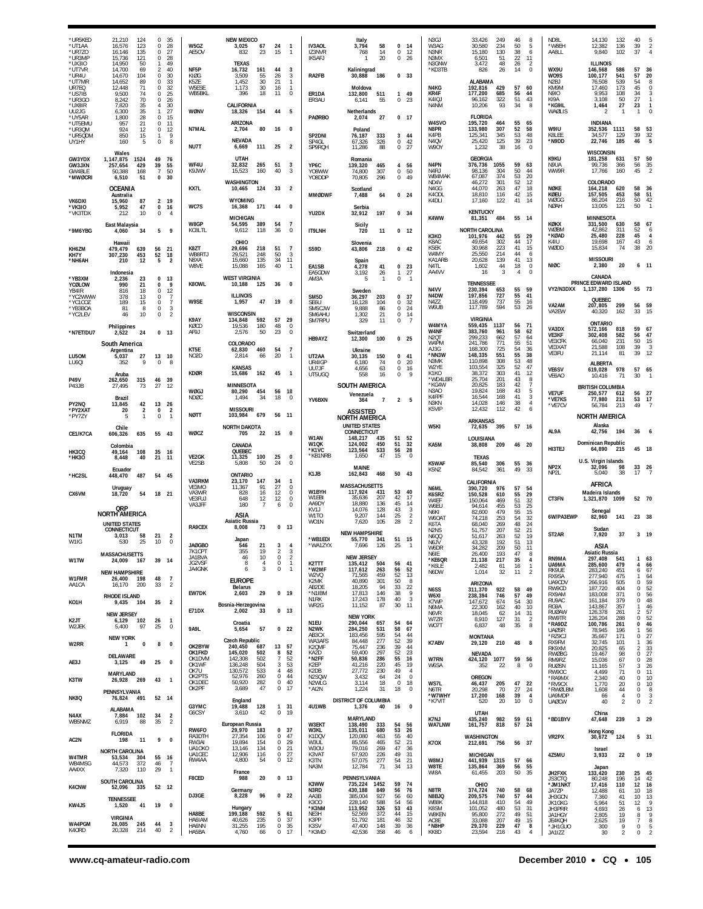| Call | Score | QSOs | Zones | Countries |
|---|---|---|---|---|
| *UR5KED | 21,210 | 124 | 0 | 35 |
| *UT1AA | 16,576 | 123 | 0 | 28 |
| *UR7ZO | 16,146 | 135 | 0 | 27 |
| *UR3MP | 15,736 | 121 | 0 | 28 |
| *UX3IO | 14,950 | 50 | 1 | 49 |
| *UR4U | 14,700 | 69 | 2 | 40 |
| *UT7MR | 14,670 | 104 | 0 | 30 |
| UR7EQ | 14,652 | 89 | 0 | 33 |
| *US7IB | 12,448 | 71 | 0 | 32 |
| *UR3GO | 9,500 | 74 | 0 | 25 |
| *UX8IR | 8,242 | 70 | 0 | 26 |
| UU2JG | 7,820 | 35 | 4 | 30 |
| *UY5AR | 6,300 | 35 | 1 | 27 |
| *UT5EMU | 1,800 | 28 | 0 | 15 |
| *UR3QM | 957 | 21 | 0 | 11 |
| *UR5QDM | 924 | 12 | 0 | 12 |
| UY1HY | 850 | 15 | 1 | 9 |
| | 160 | 5 | 0 | 8 |
| **Wales** | | | | |
| GW3YDX | 1,147,875 | 1524 | 49 | 76 |
| GW3JXN | 257,654 | 429 | 39 | 55 |
| GW4BLE | 50,388 | 168 | 7 | 50 |
| *MW0CRI | 6,510 | 51 | 0 | 30 |
| **OCEANIA** | | | | |
| **Australia** | | | | |
| VK6DXI | 15,960 | 87 | 2 | 19 |
| *VK3IO | 5,952 | 47 | 0 | 16 |
| *VK3TDX | 212 | 10 | 0 | 4 |
| **East Malaysia** | | | | |
| *9M6YBG | 4,060 | 34 | 5 | 9 |
| **Hawaii** | | | | |
| KH6ZM | 479,479 | 639 | 56 | 21 |
| KH7Y | 307,230 | 453 | 52 | 18 |
| *NH6AH | 210 | 12 | 5 | 2 |
| **Indonesia** | | | | |
| *YB3XM | 2,236 | 23 | 0 | 13 |
| YC0LOW | 990 | 21 | 0 | 9 |
| YB4IR | 816 | 18 | 0 | 12 |
| *YC2WWW | 378 | 13 | 0 | 7 |
| *YC1COZ | 189 | 15 | 0 | 7 |
| *YB3BOA | 81 | 8 | 0 | 3 |
| *YC2LEV | 46 | 10 | 0 | 2 |
| **Philippines** | | | | |
| *N7ET/DU7 | 2,522 | 24 | 0 | 13 |
| **South America** | | | | |
| **Argentina** | | | | |
| LU5OM | 5,037 | 27 | 13 | 10 |
| LU6QI | 352 | 9 | 0 | 8 |
| **Aruba** | | | | |
| P49V | 262,650 | 315 | 46 | 39 |
| P43JB | 27,495 | 73 | 27 | 12 |
| **Brazil** | | | | |
| PY2NQ | 13,845 | 42 | 13 | 26 |
| *PY2XAT | 20 | 2 | 0 | 2 |
| *PY7ZY | 5 | 1 | 0 | 1 |
| **Chile** | | | | |
| CE1/K7CA | 606,326 | 635 | 55 | 43 |
| **Colombia** | | | | |
| HK3CQ | 49,164 | 108 | 35 | 16 |
| *HK3O | 8,448 | 40 | 21 | 11 |
| **Ecuador** | | | | |
| *HC2SL | 448,470 | 487 | 54 | 45 |
| **Uruguay** | | | | |
| CX6VM | 18,720 | 54 | 18 | 21 |
| **QRP NORTH AMERICA** | | | | |
| **UNITED STATES** | | | | |
| **CONNECTICUT** | | | | |
| N1TM | 3,013 | 58 | 21 | 2 |
| W1IG | 530 | 25 | 10 | 0 |
| **MASSACHUSETTS** | | | | |
| W1TW | 24,009 | 167 | 39 | 14 |
| **NEW HAMPSHIRE** | | | | |
| W1FMR | 26,400 | 198 | 48 | 7 |
| AA1CA | 16,170 | 200 | 33 | 2 |
| **RHODE ISLAND** | | | | |
| KO1H | 9,435 | 104 | 35 | 2 |
| **NEW JERSEY** | | | | |
| K2JT | 6,129 | 102 | 26 | 1 |
| W2JEK | 5,400 | 97 | 25 | 0 |
| **NEW YORK** | | | | |
| W2RR | 1 | 0 | 8 | 0 |
| **DELAWARE** | | | | |
| AE3J | 3,125 | 49 | 25 | 0 |
| **MARYLAND** | | | | |
| K3TW | 26,928 | 269 | 43 | 1 |
| **PENNSYLVANIA** | | | | |
| NK8Q | 76,824 | 491 | 52 | 14 |
| **ALABAMA** | | | | |
| N4AX | 7,884 | 102 | 34 | 2 |
| WB5NMZ | 6,919 | 88 | 35 | 2 |
| **FLORIDA** | | | | |
| AC2N | 198 | 11 | 9 | 0 |
| **NORTH CAROLINA** | | | | |
| W4TMR | 53,534 | 304 | 55 | 16 |
| WB4MSG | 44,573 | 372 | 46 | 7 |
| AA4XX | 7,320 | 110 | 29 | 1 |
| **SOUTH CAROLINA** | | | | |
| K4CNW | 52,096 | 335 | 52 | 12 |
| **TENNESSEE** | | | | |
| KW4JS | 1,520 | 41 | 19 | 0 |
| **VIRGINIA** | | | | |
| WA4PGM | 26,085 | 245 | 44 | 3 |
| K4ORD | 20,328 | 214 | 40 | 2 |
| **NEW MEXICO** | | | | |
| W5GZ | 3,025 | 67 | 24 | 1 |
| AE5OV | 832 | 23 | 15 | 1 |
| **TEXAS** | | | | |
| NF5P | 16,732 | 161 | 44 | 3 |
| KI0G | 3,509 | 55 | 26 | 3 |
| K5ZE | 1,452 | 30 | 21 | 1 |
| W5ESE | 1,173 | 30 | 16 | 1 |
| WB5BKL | 396 | 18 | 11 | 0 |
| **CALIFORNIA** | | | | |
| W0NV | 18,326 | 154 | 44 | 5 |
| **ARIZONA** | | | | |
| N7MAL | 2,704 | 80 | 16 | 0 |
| **NEVADA** | | | | |
| NU7T | 6,669 | 111 | 25 | 2 |
| **UTAH** | | | | |
| WF4U | 32,832 | 265 | 51 | 3 |
| K9JWV | 15,523 | 160 | 40 | 3 |
| **WASHINGTON** | | | | |
| KX7L | 10,465 | 124 | 33 | 2 |
| **WYOMING** | | | | |
| WC7S | 16,368 | 171 | 44 | 0 |
| **MICHIGAN** | | | | |
| W8GP | 54,595 | 389 | 54 | 7 |
| KC8LTL | 9,612 | 118 | 36 | 0 |
| **OHIO** | | | | |
| K8ZT | 29,696 | 218 | 51 | 7 |
| WB8RTJ | 29,521 | 248 | 50 | 3 |
| N8XA | 15,660 | 135 | 34 | 11 |
| W8VE | 15,088 | 165 | 40 | 1 |
| **WEST VIRGINIA** | | | | |
| K8OWL | 10,188 | 125 | 36 | 0 |
| **ILLINOIS** | | | | |
| W9SE | 1,957 | 47 | 19 | 0 |
| **WISCONSIN** | | | | |
| K9AY | 134,848 | 592 | 57 | 29 |
| K0CD | 19,536 | 180 | 48 | 0 |
| AF9J | 2,576 | 50 | 23 | 0 |
| **COLORADO** | | | | |
| KT5E | 62,830 | 460 | 54 | 7 |
| NC0D | 2,814 | 66 | 20 | 1 |
| **KANSAS** | | | | |
| KD0R | 15,686 | 162 | 45 | 1 |
| **MINNESOTA** | | | | |
| W0GJ | 80,290 | 454 | 56 | 18 |
| ND0C | 1,494 | 34 | 18 | 0 |
| **MISSOURI** | | | | |
| N0TT | 103,984 | 679 | 56 | 11 |
| **NORTH DAKOTA** | | | | |
| W0CZ | 705 | 22 | 15 | 0 |
| **CANADA** | | | | |
| **QUEBEC** | | | | |
| VE2GK | 11,325 | 100 | 25 | 0 |
| VE2SB | 5,808 | 50 | 24 | 0 |
| **ONTARIO** | | | | |
| VA3RKM | 23,170 | 147 | 34 | 1 |
| VE3MO | 11,367 | 91 | 27 | 0 |
| VA3WR | 828 | 16 | 12 | 0 |
| VE3FUJ | 648 | 12 | 12 | 0 |
| VA3JFF | 180 | 7 | 6 | 0 |
| **ASIA** | | | | |
| **Asiatic Russia** | | | | |
| RA9CEX | 8,008 | 73 | 0 | 13 |
| **Japan** | | | | |
| JA0GBO | 546 | 21 | 3 | 4 |
| 7K1CPT | 355 | 19 | 2 | 3 |
| JA1BVA | 46 | 10 | 0 | 2 |
| JG2VSF | 8 | 4 | 0 | 1 |
| JA4GNK | 6 | 3 | 0 | 1 |
| **EUROPE** | | | | |
| **Belarus** | | | | |
| EW7DK | 2,603 | 29 | 0 | 19 |
| **Bosnia-Herzegovina** | | | | |
| E71DX | 2,002 | 33 | 0 | 13 |
| **Croatia** | | | | |
| 9A9L | 5,654 | 57 | 0 | 22 |
| **Czech Republic** | | | | |
| OK2BYW | 240,450 | 687 | 13 | 57 |
| OK1FKD | 145,020 | 502 | 8 | 52 |
| OK1DVM | 142,308 | 502 | 7 | 52 |
| OK1WF | 136,248 | 504 | 3 | 53 |
| OK7U | 130,572 | 533 | 4 | 48 |
| OK2PTS | 52,976 | 260 | 0 | 44 |
| OK1DEC | 50,920 | 282 | 0 | 40 |
| OK2PF | 3,689 | 47 | 0 | 17 |
| **England** | | | | |
| G3YMC | 19,488 | 128 | 1 | 31 |
| G6CSY | 3,610 | 42 | 0 | 19 |
| **European Russia** | | | | |
| RW6FO | 29,970 | 183 | 0 | 37 |
| RA3DTH | 27,354 | 106 | 0 | 47 |
| RW3AI | 19,894 | 154 | 0 | 29 |
| UA1OKO | 13,146 | 134 | 0 | 21 |
| UA1CEC | 12,906 | 116 | 0 | 27 |
| RW4AA | 4,800 | 54 | 0 | 12 |
| **France** | | | | |
| F8CED | 988 | 20 | 0 | 13 |
| **Germany** | | | | |
| DJ3GE | 8,228 | 96 | 0 | 22 |
| **Hungary** | | | | |
| HA8BE | 199,188 | 592 | 5 | 61 |
| HA6IAM | 40,626 | 235 | 0 | 37 |
| HA6NN | 31,255 | 195 | 0 | 35 |
| HA5BA | 4,760 | 66 | 0 | 17 |
| **Italy** | | | | |
| IV3AOL | 3,794 | 58 | 0 | 14 |
| IZ3NVR | 768 | 14 | 0 | 12 |
| IK5AFJ | 1 | 20 | 0 | 26 |
| **Kaliningrad** | | | | |
| RA2FB | 30,888 | 186 | 0 | 33 |
| **Moldova** | | | | |
| ER1DA | 132,800 | 511 | 1 | 49 |
| ER3AU | 6,141 | 55 | 0 | 23 |
| **Netherlands** | | | | |
| PA0RBO | 2,074 | 27 | 0 | 17 |
| **Poland** | | | | |
| SP2DNI | 76,187 | 333 | 3 | 44 |
| SP4GL | 67,326 | 326 | 0 | 42 |
| SP9RQH | 11,286 | 88 | 0 | 27 |
| **Romania** | | | | |
| YP6C | 139,320 | 465 | 4 | 56 |
| YO8WW | 74,800 | 307 | 0 | 50 |
| YO6DDP | 70,805 | 296 | 0 | 49 |
| **Scotland** | | | | |
| MM0DWF | 7,488 | 64 | 0 | 24 |
| **Serbia** | | | | |
| YU2DX | 32,912 | 197 | 0 | 34 |
| **Sicily** | | | | |
| IT9LNH | 720 | 11 | 0 | 12 |
| **Slovenia** | | | | |
| S59D | 43,806 | 218 | 0 | 42 |
| **Spain** | | | | |
| EA1SB | 4,278 | 41 | 0 | 23 |
| EA5GDW | 3,192 | 26 | 1 | 27 |
| AM3A | 5 | 1 | 0 | 1 |
| **Sweden** | | | | |
| SM5D | 36,297 | 203 | 0 | 37 |
| SE6U | 16,128 | 104 | 0 | 32 |
| SM5CJW | 9,888 | 86 | 0 | 24 |
| SM6AHU | 1,302 | 21 | 0 | 14 |
| SM7RPU | 329 | 11 | 0 | 7 |
| **Switzerland** | | | | |
| HB9AYZ | 12,300 | 100 | 0 | 25 |
| **Ukraine** | | | | |
| UT2AA | 30,135 | 150 | 0 | 41 |
| UR4IGP | 6,180 | 74 | 0 | 20 |
| UU7JF | 4,656 | 63 | 0 | 16 |
| UT5UGQ | 558 | 16 | 0 | 9 |
| **SOUTH AMERICA** | | | | |
| **Venezuela** | | | | |
| YV6BXN | 364 | 7 | 2 | 5 |
| **ASSISTED NORTH AMERICA** | | | | |
| **UNITED STATES** | | | | |
| **CONNECTICUT** | | | | |
| W1AN | 148,217 | 435 | 51 | 52 |
| W1QK | 124,002 | 450 | 51 | 32 |
| *K1VC | 123,564 | 533 | 56 | 28 |
| *KB1NRB | 1,650 | 47 | 15 | 0 |
| **MAINE** | | | | |
| K1JB | 162,843 | 468 | 50 | 43 |
| **MASSACHUSETTS** | | | | |
| W1BYH | 117,924 | 431 | 53 | 40 |
| W1EBI | 35,636 | 207 | 42 | 17 |
| AA9DY | 18,880 | 136 | 45 | 14 |
| KV1J | 14,076 | 128 | 43 | 3 |
| W1TO | 9,207 | 144 | 25 | 2 |
| WO1N | 7,620 | 105 | 28 | 2 |
| **NEW HAMPSHIRE** | | | | |
| *WB1EDI | 55,770 | 341 | 51 | 15 |
| *WA1ZYX | 7,696 | 126 | 25 | 1 |
| **NEW JERSEY** | | | | |
| K2TTT | 135,412 | 504 | 56 | 41 |
| *W2MF | 117,612 | 263 | 56 | 52 |
| W2VQ | 71,565 | 459 | 52 | 13 |
| K2MK | 40,890 | 301 | 50 | 8 |
| AB2DE | 18,205 | 94 | 33 | 22 |
| *N1IBM | 17,813 | 146 | 38 | 9 |
| N1RK | 17,243 | 178 | 40 | 3 |
| WR2G | 11,152 | 87 | 30 | 11 |
| **NEW YORK** | | | | |
| N1EU | 290,044 | 657 | 54 | 64 |
| N2WK | 284,250 | 531 | 58 | 67 |
| AB3CX | 183,456 | 595 | 54 | 44 |
| WA3AFS | 84,448 | 277 | 52 | 39 |
| K2QMF | 75,447 | 236 | 39 | 44 |
| KA2D | 59,400 | 297 | 52 | 23 |
| *N2FF | 50,836 | 286 | 55 | 16 |
| K2EP | 41,216 | 220 | 45 | 19 |
| K2DB | 27,772 | 230 | 49 | 4 |
| N2SQW | 3,432 | 64 | 24 | 0 |
| N2WLG | 3,114 | 18 | 0 | 18 |
| *AI2N | 1,224 | 31 | 18 | 0 |
| **DISTRICT OF COLUMBIA** | | | | |
| 4U1WB | 1,376 | 40 | 16 | 0 |
| **MARYLAND** | | | | |
| W3EKT | 138,490 | 333 | 54 | 56 |
| W3KL | 135,011 | 680 | 53 | 26 |
| K1DQV | 120,080 | 463 | 55 | 40 |
| W3UL | 85,556 | 465 | 52 | 21 |
| W3OU | 79,016 | 269 | 47 | 36 |
| K3VAT | 57,920 | 226 | 49 | 31 |
| K3TN | 57,075 | 277 | 54 | 21 |
| NA3M | 12,784 | 71 | 34 | 13 |
| **PENNSYLVANIA** | | | | |
| K3WW | 735,224 | 1452 | 59 | 74 |
| N3RD | 430,188 | 849 | 56 | 76 |
| AA3B | 385,004 | 927 | 56 | 60 |
| K3CO | 228,140 | 588 | 54 | 56 |
| *K3NM | 113,952 | 326 | 53 | 43 |
| NE3H | 52,569 | 372 | 44 | 15 |
| K3PP | 51,792 | 181 | 46 | 32 |
| K3SV | 47,400 | 148 | 39 | 36 |
| *K3MD | 42,536 | 358 | 46 | 6 |
| N3GJ | 33,426 | 249 | 46 | 8 |
| W3AG | 30,580 | 234 | 50 | 5 |
| N3NR | 15,180 | 130 | 38 | 6 |
| N3MX | 6,501 | 51 | 22 | 11 |
| N3GNW | 3,472 | 48 | 26 | 2 |
| *KD3TB | 826 | 26 | 14 | 0 |
| **ALABAMA** | | | | |
| N4KG | 192,816 | 429 | 57 | 60 |
| KR4F | 177,200 | 685 | 56 | 44 |
| K4IQJ | 96,162 | 322 | 51 | 43 |
| N4NM | 10,206 | 93 | 34 | 8 |
| **FLORIDA** | | | | |
| W4SVO | 195,720 | 464 | 55 | 65 |
| N8PR | 133,980 | 307 | 52 | 58 |
| K4PB | 125,341 | 345 | 53 | 48 |
| N4QV | 25,420 | 125 | 39 | 23 |
| W9OY | 1,232 | 38 | 16 | 0 |
| **GEORGIA** | | | | |
| N4PN | 376,736 | 1055 | 59 | 63 |
| N4RJ | 98,136 | 304 | 50 | 44 |
| WB4MAK | 67,087 | 374 | 53 | 20 |
| ND4V | 46,272 | 301 | 52 | 12 |
| N4GG | 44,070 | 263 | 47 | 18 |
| K4CDL | 18,810 | 116 | 42 | 15 |
| K4DLI | 17,160 | 122 | 41 | 14 |
| **KENTUCKY** | | | | |
| K4WW | 81,351 | 484 | 55 | 14 |
| **NORTH CAROLINA** | | | | |
| K3KO | 101,976 | 442 | 55 | 29 |
| K8AC | 49,654 | 302 | 44 | 17 |
| K5EK | 30,968 | 223 | 41 | 15 |
| W4MY | 25,550 | 214 | 44 | 6 |
| KA1ARB | 20,628 | 139 | 41 | 13 |
| N4TL | 1,602 | 44 | 18 | 0 |
| AA4VV | 16 | 3 | 4 | 0 |
| **TENNESSEE** | | | | |
| N4VV | 230,394 | 653 | 55 | 59 |
| N4DW | 197,856 | 727 | 55 | 41 |
| N4ZZ | 118,499 | 737 | 55 | 16 |
| W6UB | 117,789 | 594 | 53 | 26 |
| **VIRGINIA** | | | | |
| W4MYA | 559,435 | 1137 | 56 | 71 |
| W4NF | 383,760 | 961 | 58 | 62 |
| N2QT | 299,233 | 662 | 57 | 64 |
| W4PM | 241,786 | 771 | 55 | 51 |
| AJ3G | 168,300 | 725 | 54 | 36 |
| *NN3W | 148,335 | 551 | 55 | 38 |
| N3MK | 110,898 | 308 | 53 | 48 |
| W2YE | 103,554 | 325 | 52 | 47 |
| K1KO | 38,372 | 303 | 41 | 12 |
| *WD4LBR | 25,704 | 201 | 43 | 8 |
| *KG4W | 20,825 | 183 | 42 | 7 |
| N3AO | 19,824 | 168 | 43 | 5 |
| K4FPF | 16,544 | 168 | 41 | 3 |
| N3KN | 14,028 | 146 | 38 | 4 |
| K5VIP | 12,432 | 112 | 42 | 6 |
| **ARKANSAS** | | | | |
| W5KI | 72,635 | 395 | 57 | 16 |
| **LOUISIANA** | | | | |
| KA5M | 38,808 | 209 | 46 | 20 |
| **TEXAS** | | | | |
| K5WAF | 85,540 | 306 | 55 | 36 |
| K5NZ | 84,542 | 361 | 49 | 33 |
| **CALIFORNIA** | | | | |
| N6ML | 390,720 | 976 | 57 | 54 |
| K6SRZ | 150,528 | 610 | 55 | 29 |
| W6EF | 150,064 | 469 | 51 | 32 |
| W6EU | 94,614 | 455 | 53 | 25 |
| N6KI | 82,600 | 479 | 55 | 15 |
| W6OAT | 74,218 | 253 | 54 | 32 |
| K6TA | 68,040 | 269 | 48 | 24 |
| N2NS | 51,757 | 207 | 52 | 21 |
| N6QQ | 51,617 | 263 | 52 | 19 |
| N6JV | 43,328 | 192 | 51 | 13 |
| W6DR | 34,282 | 209 | 50 | 11 |
| N6IE | 26,400 | 193 | 47 | 8 |
| *KE6QR | 21,138 | 217 | 35 | 4 |
| *K6LE | 2,482 | 61 | 16 | 1 |
| N6DW | 1,014 | 32 | 11 | 2 |
| **ARIZONA** | | | | |
| N6SS | 311,370 | 922 | 58 | 49 |
| W6XI | 238,394 | 746 | 57 | 49 |
| K7WP | 147,672 | 674 | 54 | 30 |
| N6MA | 22,300 | 162 | 40 | 10 |
| N6VR | 18,045 | 62 | 14 | 31 |
| W7ZR | 8,910 | 127 | 31 | 2 |
| WO7T | 6,837 | 48 | 35 | 8 |
| **MONTANA** | | | | |
| K7ABV | 29,120 | 210 | 48 | 8 |
| **NEVADA** | | | | |
| W7RN | 424,120 | 1077 | 59 | 56 |
| W6SA | 352 | 22 | 8 | 0 |
| **OREGON** | | | | |
| WS7L | 46,437 | 205 | 47 | 22 |
| N6TR | 20,298 | 70 | 27 | 24 |
| *W7WHY | 17,200 | 168 | 39 | 4 |
| *K7VIT | 520 | 20 | 10 | 0 |
| **UTAH** | | | | |
| K7NJ | 435,240 | 982 | 59 | 61 |
| WA7LNW | 161,757 | 818 | 57 | 24 |
| **WASHINGTON** | | | | |
| K7OX | 212,691 | 756 | 56 | 37 |
| **MICHIGAN** | | | | |
| W8MJ | 441,939 | 1315 | 57 | 66 |
| W8TE | 135,864 | 369 | 56 | 55 |
| WI8A | 61,455 | 203 | 50 | 35 |
| **OHIO** | | | | |
| N8TR | 374,724 | 740 | 58 | 68 |
| N8BJQ | 209,575 | 740 | 57 | 44 |
| WB8K | 144,818 | 410 | 54 | 49 |
| K8SM | 101,052 | 480 | 53 | 31 |
| W8KEN | 95,800 | 272 | 49 | 51 |
| AC8E | 33,088 | 207 | 49 | 15 |
| *N8HP | 29,370 | 229 | 47 | 8 |
| KK8D | 23,594 | 216 | 43 | 4 |
| ND8L | 14,130 | 132 | 40 | 5 |
| *W8EH | 12,382 | 136 | 39 | 2 |
| AA8LL | 9,840 | 102 | 37 | 4 |
| **ILLINOIS** | | | | |
| WX9U | 146,568 | 586 | 57 | 36 |
| WO9S | 100,177 | 541 | 57 | 20 |
| N2BJ | 76,508 | 539 | 54 | 8 |
| KM9M | 17,460 | 173 | 45 | 0 |
| N9IO | 9,953 | 108 | 34 | 3 |
| KI9A | 3,108 | 50 | 27 | 1 |
| *KG9IL | 1,464 | 27 | 23 | 1 |
| WA0LIS | 2 | 1 | 1 | 0 |
| **INDIANA** | | | | |
| W9IU | 352,536 | 1111 | 58 | 53 |
| K8LEE | 34,577 | 129 | 39 | 32 |
| *N9DD | 22,746 | 185 | 46 | 5 |
| **WISCONSIN** | | | | |
| K9KU | 181,258 | 631 | 57 | 50 |
| N9UA | 99,736 | 366 | 56 | 35 |
| WW9R | 17,766 | 160 | 45 | 2 |
| **COLORADO** | | | | |
| N0KE | 164,218 | 620 | 58 | 36 |
| K0EU | 157,505 | 453 | 58 | 51 |
| W0GG | 86,204 | 216 | 50 | 42 |
| N0AH | 13,005 | 121 | 50 | 1 |
| **MINNESOTA** | | | | |
| K0KX | 331,500 | 630 | 58 | 67 |
| W0BM | 42,862 | 311 | 52 | 6 |
| *K0AD | 25,480 | 228 | 45 | 4 |
| K4IU | 19,698 | 167 | 43 | 6 |
| W0DD | 15,834 | 74 | 38 | 20 |
| **MISSOURI** | | | | |
| NI0C | 2,380 | 20 | 6 | 11 |
| **CANADA** | | | | |
| **PRINCE EDWARD ISLAND** | | | | |
| VY2/N3DXX | 1,137,280 | 1306 | 55 | 73 |
| **QUEBEC** | | | | |
| VA2AM | 207,805 | 299 | 56 | 59 |
| VA2EW | 40,320 | 162 | 33 | 15 |
| **ONTARIO** | | | | |
| VA3DX | 572,166 | 818 | 59 | 67 |
| VE3KF | 302,408 | 582 | 56 | 47 |
| VE3CFK | 66,040 | 231 | 50 | 15 |
| VE3XAT | 21,588 | 108 | 39 | 3 |
| VE3FU | 21,114 | 81 | 39 | 12 |
| **ALBERTA** | | | | |
| VE6SV | 619,028 | 978 | 57 | 65 |
| VE6AO | 10,416 | 71 | 30 | 1 |
| **BRITISH COLUMBIA** | | | | |
| VE7UF | 250,577 | 612 | 56 | 27 |
| *VE7KS | 77,980 | 211 | 53 | 17 |
| *VE7CV | 56,784 | 213 | 49 | 7 |
| **NORTH AMERICA** | | | | |
| **Alaska** | | | | |
| AL9A | 42,756 | 194 | 36 | 6 |
| **Dominican Republic** | | | | |
| HI3TEJ | 64,890 | 215 | 45 | 18 |
| **U.S. Virgin Islands** | | | | |
| NP2X | 32,096 | 98 | 33 | 26 |
| NP2L | 5,040 | 38 | 17 | 7 |
| **AFRICA** | | | | |
| **Madeira Islands** | | | | |
| CT3FN | 1,321,870 | 1099 | 52 | 70 |
| **Senegal** | | | | |
| 6W/PA3EWP | 82,960 | 141 | 23 | 38 |
| **Sudan** | | | | |
| ST2AR | 7,920 | 37 | 3 | 19 |
| **ASIA** | | | | |
| **Asiatic Russia** | | | | |
| RN9MA | 297,408 | 541 | 1 | 63 |
| UA9MA | 285,600 | 479 | 4 | 66 |
| RK9UE | 283,240 | 451 | 6 | 67 |
| RX9SA | 277,940 | 475 | 1 | 64 |
| UA9CDV | 266,916 | 505 | 0 | 59 |
| RW9CD | 187,720 | 404 | 0 | 52 |
| RX9AM | 183,008 | 371 | 0 | 56 |
| RU9AC | 161,184 | 379 | 0 | 48 |
| RG9A | 143,867 | 357 | 1 | 46 |
| RU0AW | 126,378 | 261 | 2 | 57 |
| RW9TR | 126,204 | 288 | 0 | 52 |
| *RA9DZ | 100,786 | 261 | 0 | 46 |
| UA0SR | 78,945 | 196 | 1 | 56 |
| *RZ9OJ | 35,667 | 171 | 0 | 27 |
| RX9FM | 32,745 | 101 | 1 | 36 |
| RK9XM | 20,825 | 65 | 2 | 33 |
| RW0BG | 19,467 | 98 | 0 | 27 |
| RM9RZ | 15,036 | 67 | 0 | 28 |
| RU0SN | 11,165 | 57 | 3 | 26 |
| RW9OC | 4,499 | 71 | 0 | 11 |
| *RA9MX | 2,340 | 40 | 0 | 10 |
| *RV9CX | 1,770 | 20 | 0 | 10 |
| *RW0LBM | 1,608 | 44 | 0 | 8 |
| UA9MDP | 66 | 4 | 0 | 3 |
| UA0CW | 40 | 2 | 0 | 2 |
| **China** | | | | |
| *BD1BYV | 47,648 | 239 | 3 | 29 |
| **Hong Kong** | | | | |
| VR2PX | 30,672 | 124 | 5 | 31 |
| **Israel** | | | | |
| 4Z5MU | 3,933 | 22 | 0 | 19 |
| **Japan** | | | | |
| JH2FXK | 133,420 | 230 | 25 | 45 |
| JS3CTQ | 80,248 | 196 | 14 | 42 |
| *JM1NKT | 17,416 | 110 | 12 | 16 |
| JA7ZP | 12,488 | 61 | 10 | 18 |
| JH3GCN | 7,360 | 41 | 10 | 13 |
| JK1GKG | 5,964 | 51 | 12 | 9 |
| JH3PRR | 4,693 | 26 | 6 | 13 |
| JA1HGY | 2,805 | 19 | 8 | 9 |
| JE6KQH | 2,625 | 19 | 7 | 8 |
| *JH1GUO | 300 | 9 | 0 | 5 |
| JA1IZZ | 30 | 2 | 0 | 2 |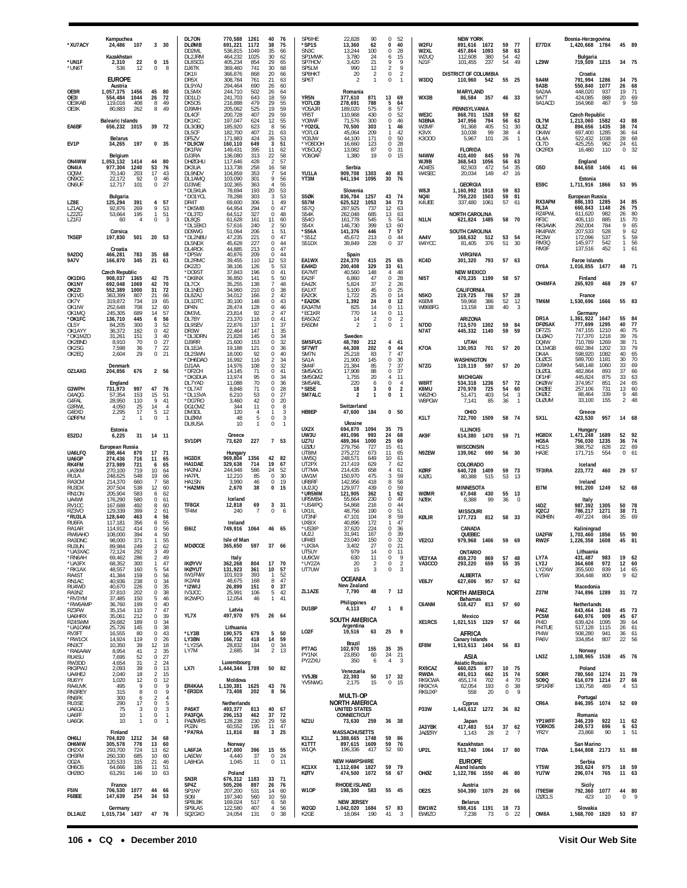Kampuchea
*XU7ACY 24,486 107 3 30

Kazakhstan
*UN1F 2,310 22 0 15
*UN6T 536 12 0 8

## EUROPE

Austria
OE9R 1,057,375 1456 45 80
OE3I 554,484 1044 26 72
OE3KAB 119,016 408 8 49
OE3K 80,883 262 8 49

Balearic Islands
EA6BF 656,232 1015 39 72

Belarus
EV1P 34,265 197 0 35

Belgium
ON4WW 1,053,132 1414 44 80
ON4IA 977,304 1240 53 76
OQ5M 70,140 203 17 43
ON9CC 22,172 92 0 46
ON6UF 12,717 101 0 27

Bulgaria
LZ8E 125,294 391 4 57
LZ1AQ 92,876 269 9 53
LZ2ZG 53,664 195 1 51
LZ1FJ 60 4 0 3

Corsica
TK5EP 197,830 501 20 53

Croatia
9A2DQ 466,281 783 35 68
9A7V 166,870 345 21 61

Czech Republic
OK1DIG 908,037 1365 42 75
OK1NY 692,048 1069 42 70
OK2ZI 552,389 1000 31 72
OK1VD 363,399 807 21 66
OK7Y 319,872 734 19 65
OK1IW 252,648 708 12 60
OK1MQ 245,305 689 14 57
*OK1FC 136,710 445 6 56
OL5Y 84,205 300 3 52
OK1AYY 36,372 182 0 42
*OK1MZO 31,261 151 3 40
OK2BND 8,910 70 0 27
OK2SG 7,598 36 7 22
OK2EQ 2,604 29 0 21

Denmark
OZ1AXG 204,856 676 2 56

England
G3WPH 731,973 997 47 76
G4AQG 57,354 153 15 51
G4FAL 28,950 110 9 41
G3RWL 4,050 25 14 4
G4EXD 2,295 17 5 12
GØRPM 2 1 0 1

Estonia
ES2DJ 6,225 31 14 11

European Russia
UA6LFQ 398,464 870 17 71
UA6GP 274,436 716 11 65
RK4FM 273,989 721 6 65
UA3KM 270,100 719 10 64
RU1A 248,625 548 19 66
RA3CM 214,370 660 7 58
RU3DX 207,504 538 12 60
RN1CN 205,904 583 6 62
UA4WI 176,290 580 0 61
RV1CC 167,688 492 8 60
RZ3VO 129,339 399 2 61
*RU3LA 128,640 463 4 56
RU6FA 117,181 356 6 55
RA1AR 114,912 414 0 56
RW6AHO 108,000 394 4 50
RA3DNC 98,000 371 1 55
RU3UN 89,984 249 2 62
*UA3XAC 72,124 292 3 49
*RN6AH 69,462 286 2 49
*UA3FX 68,352 300 1 47
*RK1AX 48,557 160 5 54
RA4ST 41,384 159 0 56
RN1AC 40,936 238 0 34
RU4WD 40,670 226 0 35
RA3NZ 37,810 202 0 38
*RV3YM 37,485 150 5 46
*RW6AMP 36,760 199 0 40
RZ3FW 35,154 110 7 47
UA6HRX 35,061 212 0 39
RZ4SWM 29,682 189 0 34
*UA1OAM 25,726 145 0 38
RV3FT 16,555 80 0 43
*RW1CX 14,924 119 0 26
RN3CT 10,350 39 12 18
*RA6AAW 8,954 41 2 35
RU4SU 7,695 52 0 27
RW3DD 4,654 31 2 24
RK3PWJ 2,093 39 0 13
UA4HEJ 2,040 18 2 15
RU6YY 1,020 12 0 12
RA4UVK 495 9 0 9
RN3REY 315 8 0 9
RN6FK 300 6 2 4
RU3SE 290 17 0 5
UA6GU 75 3 0 3
UA6FF 10 1 0 1
UA6GK 10 1 0 1

Finland
OH6LI 704,820 1212 34 68
OH6MW 305,578 778 13 60
OH2XX 293,700 724 13 62
OH3FM 260,330 685 10 60
OG2A 120,533 315 21 46
OH6OS 64,666 186 11 51
OH2BO 63,291 146 10 63

France
F5IN 706,530 1077 44 66
F6BEE 147,639 254 34 53

Germany
DL1AUZ 1,015,734 1437 47 76
DL7ON 770,588 1261 40 76
DLØMB 691,221 1172 38 75
DD2ML 536,815 1049 35 66
DL2JRM 464,232 1025 30 62
DL8SCG 405,234 854 29 65
DJ6TK 369,460 741 30 68
DK1II 366,876 868 20 66
DR5X 308,784 761 21 63
DL9YAJ 294,464 690 26 60
DL5MX 244,710 502 26 64
DD1LD 241,703 643 18 59
DK5OS 216,888 479 29 55
DJ9MH 205,062 525 19 59
DL4OF 200,728 407 29 59
DK1KC 197,047 624 12 55
DL3OBQ 185,920 623 8 56
DL5CF 182,700 407 21 63
DF5ZV 171,983 424 26 53
*DL9CW 160,110 649 3 51
DK1FW 149,431 395 11 62
DJ3RA 136,080 313 22 58
DHØGHU 117,646 428 2 57
DK3UA 113,738 258 16 58
DL9NDV 104,859 353 7 54
DL1AMQ 103,090 301 9 56
DJ3WE 102,365 363 4 55
*DL5KUA 78,694 193 20 53
*DO1YCL 78,288 303 3 53
DR4T 69,600 306 1 49
*DK5MB 64,954 294 0 47
*DL3TD 64,512 327 0 48
DL8QS 61,628 161 11 60
*DL1EKO 57,616 240 2 50
DD9WG 51,064 206 1 51
*DL2NBU 47,235 221 0 47
DL5NDX 45,628 227 0 44
DL4RCK 44,885 213 0 47
*DP5W 40,876 209 0 44
DL2RMC 39,455 110 12 53
DK2ZO 38,106 126 5 53
*DO9ST 37,843 196 0 41
*DK8NX 36,850 141 5 50
DL7CX 35,255 138 7 48
DL1NEO 34,960 210 0 38
DL8ZAJ 34,012 166 2 42
DL1DTC 30,100 148 0 43
DP4N 28,474 128 0 46
DM3VL 23,814 92 2 47
DL7BY 23,370 118 0 41
DL9SEV 22,876 137 1 37
DR3W 22,464 147 1 35
*DL3DRN 21,828 145 0 34
DJ9RR 21,600 153 0 32
DL1EJA 19,188 121 0 36
DL2SWN 18,000 92 0 40
*DH6DAO 16,992 116 2 34
DJ1AA 14,976 108 0 32
*DF2CH 14,145 71 0 41
*DK3DUA 13,974 95 0 34
DL7YAD 11,088 70 0 36
*DL7AT 8,848 71 0 28
*DL1SVA 6,210 53 0 27
*DG7RO 3,460 42 0 20
DG1CMZ 344 11 0 8
DM3DL 120 4 1 3
DLØXM 48 5 0 3
DL8USA 10 1 0 1

Greece
SV1DPI 73,620 227 7 53

Hungary
HG3DX 969,804 1356 42 82
HA1DAE 329,638 714 19 67
HA3NU 244,948 586 24 52
HA7PL 12,210 85 0 30
HA1SN 3,990 46 0 19
*HA2MN 2,670 38 0 15

Iceland
TF8GX 12,818 69 3 31
TF4M 240 7 0 6

Ireland
EI6IZ 749,916 1064 46 65

Isle of Man
MDØCCE 365,650 597 37 66

Italy
IKØYVV 362,268 804 17 70
IKØYUT 131,923 361 10 57
IW1FNW 101,919 393 1 52
IK2ANI 48,675 168 8 47
*I2WIJ 26,899 151 0 37
IV3JCC 25,991 106 5 42
IK2WPO 12,054 46 1 41

Latvia
YL7X 497,970 975 26 64

Lithuania
*LY3B 190,575 679 5 50
LY3BN 166,732 418 14 59
*LY2SA 28,832 184 0 34
LY7M 2,685 34 2 13

Luxembourg
LX7I 1,444,344 1789 50 82

Moldova
ER4KAA 1,130,381 1625 43 76
*ER3DX 73,408 202 8 56

Netherlands
PA5KT 493,377 813 40 67
PA3FQA 296,153 462 37 72
PAØMRS 128,238 230 29 58
PG3N 60,552 195 11 47
*PA7RA 11,816 88 3 25

Norway
LA6FJA 147,000 396 15 55
LA6DW 4,440 37 0 24
LA8HGA 1,045 11 0 11

Poland
SN3R 676,312 1183 33 71
SP4Z 505,206 897 26 76
SP1NY 207,200 531 14 60
SO6I 197,340 560 10 59
SP6LBK 169,024 517 6 58
SP9LAS 122,580 407 4 56
SQ2GXO 24,054 131 0 38
SP6IHE 22,828 90 0 52
*SP1S 13,360 62 0 40
SN3C 13,244 100 0 28
SP1MWK 3,780 24 6 15
SP7HOV 3,420 21 9 9
SP5LM 990 12 2 9
SP8HKT 20 2 0 2
SP6T 2 1 0 1

Romania
YR5N 377,610 871 13 69
YO7LCB 278,691 788 5 64
YO5AJR 189,020 575 8 57
YR5T 110,968 430 0 52
YO9WF 71,576 300 0 46
*YO2GL 70,500 303 1 46
YO7LGI 45,064 209 1 42
YO3JW 44,100 171 0 50
*YO8DOH 16,660 123 0 28
YO5CUQ 13,082 87 0 31
YO6OAF 1,380 19 0 15

Serbia
YU1LA 909,708 1303 40 83
YT3M 641,194 1095 30 76

Slovenia
S5ØK 836,784 1257 43 74
S57M 625,522 1053 34 73
S57Q 287,925 737 12 63
S54K 262,048 685 13 63
S54O 161,778 545 5 54
S54X 146,730 399 13 60
*S56A 141,376 446 7 57
*S51Z 45,672 213 0 44
S51DX 39,849 228 0 37

Spain
EA1WX 224,370 415 25 65
EA4KD 200,408 329 33 61
EA7MT 40,560 148 4 48
EA2IF 6,860 47 0 28
EA4ZK 5,824 37 2 26
EA1XT 5,100 45 0 25
EA2OK 1,722 25 0 14
*EA2DK 1,392 24 0 12
EA3ATM 825 14 0 11
*EC1KR 770 14 0 11
EA5GVZ 14 2 0 2
EA5DM 2 1 0 1

Sweden
SM5FUG 48,780 212 4 41
SF7WT 44,308 202 0 44
SM7N 25,218 83 7 47
SA1A 21,900 145 0 30
SM4F 21,384 85 7 37
SM5AOG 17,908 88 0 37
SM5GMZ 1,755 20 4 11
SM5ARL 220 6 0 4
*SE5E 18 3 0 2
SM7ALC 2 1 0 1

Switzerland
HB9EP 47,600 184 0 50

Ukraine
UX2X 694,870 1094 35 75
UW3U 491,096 993 24 68
UZ7U 489,364 1000 25 69
UZØU 279,756 727 15 61
UT8IM 275,272 673 11 65
UW5Q 248,571 649 10 61
UT2PX 217,419 629 7 62
UT7MA 214,435 658 4 61
UW1M 150,970 475 3 59
UR8RF 142,956 418 8 58
UU2JQ 129,977 439 0 59
*UR5MM 121,905 362 1 62
UR5MBA 55,664 230 0 49
*US4IPQ 54,868 216 0 44
UX1IL 48,756 190 0 51
UT3NF 47,101 104 8 59
UX8IX 40,896 172 1 47
*US3IP 37,620 224 0 36
UU2J 31,941 167 0 39
UR4EI 23,040 150 0 32
*UX3IA 3,402 27 0 21
UT5UY 979 14 0 11
UU9CW 630 11 0 9
*UY2ZA 20 2 0 2
UT7UW 15 3 0 3

## OCEANIA

New Zealand
ZL1AZE 7,790 48 7 12

Philippines
DU1BP 4,113 47 1 8

## SOUTH AMERICA

Argentina
LO2F 19,516 63 25 9

Brazil
PT7AG 102,970 155 35 35
PY1NX 23,850 60 24 21
PY2ZXU 350 6 4 3

Venezuela
YV5JBI 22,393 50 17 32
YV5NWG 2,175 15 0 15

## MULTI-OP
## NORTH AMERICA
UNITED STATES

CONNECTICUT
NZ1U 73,630 259 36 38

MASSACHUSETTS
K1LZ 1,388,665 1748 59 86
K1TTT 897,615 1609 59 76
W1QA 196,336 417 52 60

NEW HAMPSHIRE
KC1XX 1,112,694 1827 59 79
KØTV 474,500 1072 58 67

RHODE ISLAND
W1OP 198,300 583 55 45

NEW JERSEY
W2GD 1,042,020 1684 57 83
K2GE 18,084 190 41 3

NEW YORK
W2FU 891,616 1672 59 77
W2XL 457,864 1093 58 63
W2UQ 112,608 380 54 42
NJ1F 101,455 237 54 49

DISTRICT OF COLUMBIA
W3DQ 110,960 542 55 25

MARYLAND
WX3B 86,584 357 46 33

PENNSYLVANIA
WE3C 868,701 1528 59 82
N3BNA 347,956 794 56 63
W3MF 91,368 405 51 30
K3VX 10,098 99 38 4
K3OOO 5,967 101 26 1

FLORIDA
N4WW 410,400 845 59 76
WJ9B 368,543 1056 56 63
AD4ES 82,503 472 54 35
W4SEC 20,034 149 47 16

GEORGIA
W8JI 1,160,992 1918 59 83
NQ4I 759,220 1503 59 81
K4UEE 337,480 1061 57 61

NORTH CAROLINA
N1LN 621,824 1485 58 70

SOUTH CAROLINA
AA4V 168,632 512 53 54
W4YCC 81,405 376 51 30

VIRGINIA
KC4D 301,320 793 57 63

NEW MEXICO
NI5T 470,235 1199 58 57

CALIFORNIA
N5KO 219,725 786 57 28
K6EMI 59,968 386 52 12
WB6BFG 13,158 138 40 3

ARIZONA
N7DD 713,570 1302 59 84
N7AT 445,332 1140 59 59

UTAH
K7OA 130,053 701 57 20

WASHINGTON
N7ZG 119,119 597 57 20

MICHIGAN
W8RT 534,318 1236 57 72
K8MU 270,978 725 54 60
W8ZHO 51,471 403 54 3
W8PGW 7,141 85 36 1

OHIO
K1LT 722,700 1509 58 74

ILLINOIS
AK9F 614,380 1470 59 71

WISCONSIN
N9ZEW 139,062 690 56 30

COLORADO
KØRF 640,728 1409 59 73
KJØG 80,388 515 53 13

MINNESOTA
WØMR 67,048 430 55 13
NØBK 8,388 99 36 0

MISSOURI
KØLIR 177,723 812 58 33

CANADA

QUEBEC
VE2OJ 979,968 1406 59 69

ONTARIO
VE3YAA 459,270 869 57 48
VA3CCO 293,220 659 55 35

ALBERTA
VE6JY 627,606 957 57 62

## NORTH AMERICA

Bahamas
C6ANM 518,427 813 57 60

Mexico
XE1RCS 1,021,515 1329 57 66

## AFRICA

Canary Islands
EF8M 1,913,613 1404 56 83

## ASIA

Asiatic Russia
RX9CAZ 660,025 877 10 75
RWØA 491,013 662 15 74
RK9CWA 455,174 702 4 70
RK9CYA 62,054 193 0 38
RK9JXP 558 20 0 9

Cyprus
P33W 1,443,612 1272 36 82

Japan
JA3YBK 417,483 514 37 62
JAØØRY 1,143 28 2 7

Kazakhstan
UP2L 913,740 1064 17 80

## EUROPE

Aland Islands
OHØZ 1,122,786 1550 46 80

Austria
OE2S 504,390 1079 20 66

Belarus
EW1WZ 598,416 1191 18 73
EW8ZO 7,238 73 0 22

Bosnia-Herzegovina
E77DX 1,420,668 1784 45 89

Bulgaria
LZ9W 719,509 1215 34 75

Croatia
9A4M 791,994 1286 34 75
9A3B 550,840 1077 26 68
9A2AA 448,020 937 19 71
9A7T 424,085 888 20 69
9A1ACD 164,968 467 9 59

Czech Republic
OL7M 1,213,060 1582 43 88
OL3Z 894,656 1435 38 74
OK4W 697,400 1285 36 64
OL4A 522,432 1038 28 68
OL7D 425,255 962 24 61
OK2RDI 16,480 110 0 32

England
G5D 844,658 1406 41 66

Estonia
ES9C 1,711,916 1866 53 95

European Russia
RX3APM 886,193 1285 34 85
RL3A 660,843 1148 26 75
RZ4PWL 611,620 982 26 80
RF3C 405,110 885 15 70
RK3AWK 292,004 784 9 65
RK4FWX 207,533 528 9 62
RC3W 172,096 537 5 59
RM3Q 145,977 542 1 56
RM3F 137,516 452 1 61

Faroe Islands
OY6A 1,016,855 1477 48 71

Finland
OH4MFA 265,920 468 29 67

France
TM6M 1,530,696 1666 55 83

Germany
DR1A 1,361,922 1647 55 84
DFØSAX 777,699 1295 40 77
DF7ZS 747,155 1210 40 75
DLØAO 717,370 1218 39 76
DQ4W 710,789 1269 38 71
DL1MGB 692,384 1202 33 79
DK4A 598,920 1082 40 65
DLØCS 589,700 1181 30 70
DJ9KM 548,148 1060 33 69
DLØGL 482,864 893 37 66
DF1HF 445,824 875 33 63
DKØIW 374,957 851 24 65
DKØEE 257,106 731 13 60
DKØIZ 88,464 339 9 48
DLØUM 33,100 155 2 48

Greece
SX1L 423,530 957 14 68

Hungary
HG8DX 1,471,248 1689 52 92
HG5A 756,030 1235 36 74
HG1S 388,752 828 22 69
HA3E 171,715 554 0 61

Iceland
TF3IRA 223,772 460 29 57

Ireland
EI7M 991,200 1249 52 68

Italy
I4DZ 987,392 1305 50 78
IQ2CJ 786,217 1271 38 71
IKØHBN 497,224 864 35 69

Kaliningrad
UA2FW 1,703,460 1856 55 90
RW2F 1,226,358 1608 45 81

Lithuania
LY7A 431,487 983 19 62
LY2J 364,608 972 12 60
LY2XW 355,500 839 14 65
LY5W 304,448 800 9 62

Macedonia
Z37M 744,896 1289 31 72

Netherlands
PA6Z 843,464 1248 45 73
PC5M 640,976 909 45 67
PI4D 639,424 1095 39 64
PI4TUE 517,128 1115 26 61
PI4W 508,280 941 36 61
PA6V 334,854 807 22 56

Norway
LN3Z 1,108,965 1538 45 76

Poland
SO8R 780,560 1274 31 79
SO9Q 614,079 1214 27 66
SP1KRF 130,758 469 4 53

Portugal
CR6A 846,395 1074 52 69

Romania
YP1WFF 346,239 922 11 62
YO8KOS 249,573 696 6 63
YR2Y 23,868 90 1 51

San Marino
T7ØA 1,844,808 2173 51 88

Serbia
YT5W 393,624 975 18 59
YU7W 296,074 765 11 63

Sicily
IT9ESW 792,360 1077 44 80
IZØCLS 423 10 0 9

Slovakia
OM8A 1,568,700 1820 53 87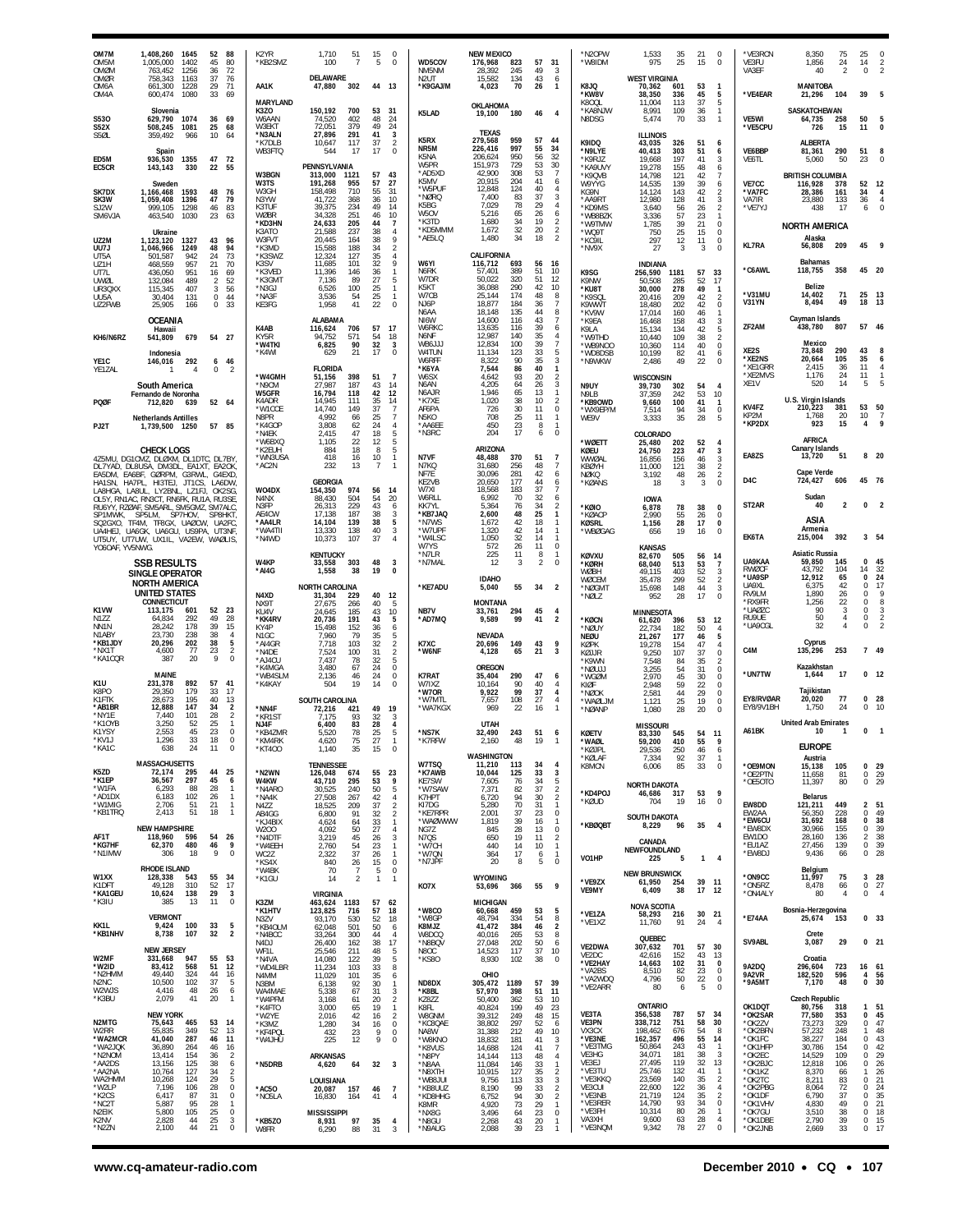OM7M 1,408,260 1645 52 88
OM5M 1,005,000 1402 45 80
OM2M 763,452 1256 36 72
OM0R 758,343 1163 37 76
OM6A 661,300 1228 29 71
OM4A 600,474 1080 33 69

**Slovenia**

S53O 629,790 1074 36 69
S52X 508,245 1081 25 68
S50L 359,492 966 10 64

**Spain**

ED5M 936,530 1355 47 72
EC5CR 143,143 330 22 55

**Sweden**

SK7DX 1,166,468 1593 48 76
SK3W 1,059,408 1396 47 79
SJ2W 999,105 1298 46 83
SM6VJA 463,540 1030 23 63

**Ukraine**

UZ2M 1,123,120 1327 43 96
UU7J 1,046,966 1249 48 94
UT5A 501,587 942 24 73
UZ1H 468,559 957 21 70
UT7L 436,050 951 16 69
UW0L 132,084 489 2 52
UR3QXX 115,345 407 3 56
UU5A 30,404 131 0 44
UZ2FWB 25,905 166 0 33

**OCEANIA**

**Hawaii**

KH6/N6RZ 541,809 679 54 27

**Indonesia**

YE1C 146,016 292 6 46
YE1ZAL 1 4 0 2

**South America**

**Fernando de Noronha**

PQ0F 712,820 639 52 64

**Netherlands Antilles**

PJ2T 1,739,500 1250 57 85

**CHECK LOGS**

4Z5MU, DG1CMZ, DL0XM, DL1DTC, DL7BY, DL7YAD, DL8USA, DM3DL, EA1XT, EA2OK, EA5DM, EA6BF, G0RPM, G3RWL, G4EXD, HA1SN, HA7PL, HI3TEJ, JT1CS, LA6DW, LA8HGA, LA8UL, LY2BNL, LZ1FJ, OK2SG, OL5Y, RN1AC, RN3CT, RN6FK, RU1A, RU3SE, RU6YY, RZ0AF, SM5ARL, SM5GMZ, SM7ALC, SP1MWK, SP5LM, SP7HOV, SP8HKT, SQ2GXO, TF4M, TR8GX, UA0CW, UA2FC, UA4HEJ, UA6GK, UA6GU, US9PA, UT3NF, UT5UY, UT7UW, UX1IL, VA2EW, WA0LIS, YO6OAF, YV5NWG.

**SSB RESULTS**

**SINGLE OPERATOR**

**NORTH AMERICA**

**UNITED STATES**

**CONNECTICUT**

K1VW 113,175 601 52 23
N1ZZ 64,834 292 49 28
NN1N 28,242 178 39 15
N1ABY 23,730 238 38 4
*KB1JDY 20,296 202 38 5
*NX1T 4,600 77 23 2
*KA1CQR 387 20 9 0

**MAINE**

K1U 231,378 892 57 41
K8PO 29,350 179 33 17
K1FTK 28,673 195 40 13
*AB1BR 12,888 147 34 2
*NY1E 7,440 101 28 2
*K1OYB 3,250 52 25 1
K1YSY 2,553 45 23 0
*KV1J 1,296 33 18 0
*KA1C 638 24 11 0

**MASSACHUSETTS**

K5ZD 72,174 295 44 25
*K1EP 36,567 297 45 6
*W1FA 6,293 88 28 1
*AD1DX 6,183 102 26 1
*W1MIG 2,706 51 21 1
*KB1TRQ 2,413 51 18 1

**NEW HAMPSHIRE**

AF1T 118,960 596 54 26
*KG7HF 62,370 480 46 9
*N1IMW 306 18 9 0

**RHODE ISLAND**

W1XX 128,338 543 55 34
K1DFT 49,128 310 52 17
*KA1GEU 10,624 138 29 3
*K3IU 385 13 11 0

**VERMONT**

KK1L 9,424 100 33 5
*KB1NHV 8,738 107 32 2

**NEW JERSEY**

W2MF 331,668 947 55 53
*W2ID 83,412 568 51 12
*N2HMM 49,440 324 44 16
N2NC 10,500 102 37 5
W2WJS 4,416 48 26 6
*K3BU 2,079 41 20 1

**NEW YORK**

N2MTG 75,643 465 53 14
W2RR 55,835 349 52 13
*WA2MCR 41,040 287 46 11
*WA2JQK 36,890 264 46 16
*N2NOM 13,414 154 36 2
*AA2DS 13,156 125 38 6
*AA2NA 10,764 127 34 2
WA2HMM 10,268 124 29 5
*W2LP 7,196 106 28 0
*K2CS 6,417 87 31 0
*NC2T 5,887 95 28 1
N2EIK 5,800 105 25 0
K2NV 2,828 44 25 3
*N2ZN 2,100 44 21 0

K2YR 1,710 51 15 0
*KB2SMZ 100 7 5 0

**DELAWARE**

AA1K 47,880 302 44 13

**MARYLAND**

K3ZO 150,192 700 53 31
W6AAN 74,520 402 48 24
W3EKT 72,051 379 49 24
*N3ALN 27,896 291 41 3
*K7DLB 10,647 117 37 2
WB3FTQ 544 17 17 0

**PENNSYLVANIA**

W3BGN 313,000 1121 57 43
W3TS 191,268 955 57 27
W3GH 158,498 710 55 31
N3YW 41,722 368 36 10
K3TUF 39,375 234 49 14
W0BR 34,328 251 46 10
*KD3HN 24,633 205 44 7
K3ATO 21,588 237 38 4
W3FVT 20,445 164 38 9
*K3MD 15,588 188 34 2
*K3SWZ 12,324 127 35 4
K3SV 11,685 101 32 9
*K3VED 11,396 146 36 1
*K3GMT 7,136 89 27 5
*N3GJ 6,526 100 25 1
*NA3F 3,536 54 25 1
KE3FG 1,958 41 22 0

**ALABAMA**

K4AB 116,624 706 57 17
KY5R 94,752 571 54 18
*W4TKI 6,825 90 32 3
*K4WI 629 21 17 0

**FLORIDA**

*W4GMH 51,156 398 51 7
*N9CM 27,987 187 43 14
W5GFR 16,794 118 42 12
K4ADR 14,945 111 35 14
*W1CCE 14,740 149 37 7
N8PR 4,992 66 25 7
*K4CCP 3,808 62 24 4
*N4EK 2,415 47 18 5
*W6BXQ 1,105 22 12 5
*K2EUH 884 18 8 5
*WN3USA 418 16 10 1
*AC2N 232 13 7 1

**GEORGIA**

WO4DX 154,350 974 56 14
N4NX 88,430 504 54 20
N3FP 26,313 229 43 6
AE4OW 17,138 187 38 3
*AA4LR 14,104 139 38 5
*WA4TII 13,330 138 40 3
*N4WD 10,373 107 37 4

**KENTUCKY**

W4KP 33,558 303 48 3
*AI4G 1,558 38 19 0

**NORTH CAROLINA**

N4XD 31,304 229 40 12
NX9T 27,675 266 40 5
KU4V 24,645 185 43 10
*KK4RV 20,736 191 43 5
KY4P 15,498 152 36 6
N1GC 7,960 79 35 5
*AI4GR 7,718 103 32 2
*N4DE 7,524 100 31 2
*AJ4CU 7,437 78 32 5
*K4MGA 3,480 67 24 0
*WB4SLM 2,136 46 24 0
*K4KAY 504 19 14 0

**SOUTH CAROLINA**

*NN4F 72,216 421 49 19
*KR1ST 7,175 93 32 3
NJ4F 6,400 83 28 4
*KB4ZMR 5,520 78 25 5
*KM4RK 4,620 75 27 1
*KT4OO 1,140 35 15 0

**TENNESSEE**

*N2WN 126,048 674 55 23
W4KW 43,710 295 53 9
*N4ARO 30,525 240 50 5
*NA4K 27,508 267 42 4
N4ZZ 18,525 209 37 2
AB4GG 6,800 91 32 2
*KJ4BIX 4,624 64 33 1
W2OO 4,092 50 27 4
*N4DTF 3,219 45 26 3
*W4EEH 2,760 54 23 1
WC2Z 2,322 37 26 1
*KS4X 840 26 15 0
*W4BK 70 7 5 0
*K1GU 14 2 1 1

**VIRGINIA**

K3ZM 463,624 1183 57 62
*K1HTV 123,825 716 57 18
N3ZV 93,170 530 52 18
*KB4OLM 62,048 501 50 6
*N4BCC 33,264 300 44 4
N4DJ 26,400 162 38 17
WF1L 25,546 211 48 5
*N4VA 14,080 122 39 5
*WD4LBR 11,234 103 33 8
N4MM 11,029 101 35 6
N3BM 6,138 92 30 1
WA4MAE 5,336 67 31 3
*W4PFM 3,168 61 20 2
*K4FTO 3,000 65 19 1
*W2YE 2,016 42 16 2
*K3MZ 1,280 34 16 0
*KF4PQL 432 23 9 0
*W4JHU 225 12 9 0

**ARKANSAS**

*N5DRB 4,620 64 32 3

**LOUISIANA**

*AC5O 20,087 157 46 7
*NO5LA 16,830 164 41 4

**MISSISSIPPI**

*KB5ZO 8,931 97 35 4
W8FR 6,290 88 31 3

**NEW MEXICO**

WD5COV 176,968 823 57 31
NM5NM 28,392 245 49 3
N2UT 15,582 134 43 6
*K9GAJ/M 4,023 70 26 1

**OKLAHOMA**

K5LAD 19,100 180 46 4

**TEXAS**

K5RX 279,568 959 57 44
NR5M 226,416 997 55 34
K5NA 206,624 950 56 32
W5PR 151,973 729 53 30
*AD5XD 42,900 308 53 7
K5MV 20,915 204 41 6
*W5PUF 12,848 124 40 4
*N0RQ 7,400 83 37 3
K5BG 7,029 78 29 4
W5OV 5,216 65 26 6
*K3TD 1,680 34 19 2
*KD5MMM 1,672 32 20 2
*AE5LQ 1,480 34 18 2

**CALIFORNIA**

W6YI 116,712 693 56 16
N6RK 57,401 389 51 10
W7DR 50,022 320 51 12
K5KT 36,088 290 42 10
W7CB 25,144 174 48 8
NJ6P 18,877 184 36 7
N6AA 18,148 135 44 8
NI6W 14,600 116 43 7
W6RKC 13,635 116 39 6
N6NF 12,987 140 35 4
WB6JJJ 12,834 100 39 7
W4TUN 11,134 123 33 5
W6RFF 8,322 90 35 3
*K6YA 7,544 86 40 1
W6SX 4,642 93 20 2
N6AN 4,205 64 26 3
N6AJR 1,946 65 13 1
*K7XE 1,020 38 10 2
AF6PA 726 30 11 0
N5KO 708 25 11 1
*AA6EE 450 23 8 1
*N3RC 204 17 6 0

**ARIZONA**

N7VF 48,488 370 51 7
N7KQ 31,680 256 48 7
NF7E 30,096 281 42 6
KE2VB 20,650 177 44 6
W7XI 18,568 183 37 7
W6RLL 6,992 70 32 6
KK7YL 5,364 76 34 2
*KB7JAQ 2,600 48 25 1
*N7WS 1,672 42 18 1
*W7UPF 1,320 42 14 1
*W4LSC 1,050 32 14 1
W7YS 572 26 11 0
*N7LR 225 11 8 1
*N7MAL 12 3 2 0

**IDAHO**

*KE7ADU 5,040 55 34 2

**MONTANA**

NB7V 33,761 294 45 4
*AD7MQ 9,589 99 41 2

**NEVADA**

K7XC 20,608 149 43 9
*W6NF 4,128 65 21 3

**OREGON**

K7RAT 35,404 290 47 6
W7IXZ 10,164 90 40 4
*W7OR 9,922 99 37 4
*W7MTL 7,657 108 27 4
*WA7KGX 969 22 16 1

**UTAH**

*NS7K 32,490 243 51 6
*K7RFW 2,160 48 19 1

**WASHINGTON**

W7TSQ 11,210 113 34 4
*K7AWB 10,044 125 33 3
KE7SW 7,605 76 34 5
*W7SAW 7,371 82 37 2
K7HPT 6,720 94 30 2
KI7DG 5,280 70 31 1
*KE7RPR 2,001 37 23 0
*WA0WWW 1,819 39 16 1
NG7Z 845 28 13 0
N7QS 650 19 11 2
*W7CH 440 14 10 1
*W7QN 364 17 6 1
*N7JPF 20 8 5 0

**WYOMING**

KO7X 53,696 366 55 9

**MICHIGAN**

*W8CO 60,668 459 53 5
*W8GP 48,794 334 54 8
K8MJZ 41,472 384 46 2
W8DCQ 40,016 265 53 8
*N8BQV 27,168 202 50 6
N8OC 14,523 117 37 10
*KS8O 8,930 102 38 0

**OHIO**

ND8DX 305,472 1189 57 39
*K8BL 57,970 398 51 11
K8ZZ 50,400 362 53 10
K8FL 40,824 199 49 23
W8GNM 39,312 249 48 15
*KC8QAE 38,802 297 52 6
NA8W 31,388 212 49 10
*W8KNO 18,832 181 41 3
*K8VUS 14,688 124 41 7
*N8PY 14,144 113 48 4
*N8AA 11,084 146 33 1
*N8XTH 10,915 127 35 2
*WB8JUI 9,756 113 33 3
*KB8UUZ 8,190 99 33 2
*KD8HHG 6,752 94 30 2
K8MR 4,920 73 29 1
*NX8G 3,496 64 23 0
*N8GU 2,268 43 20 1
*N8AUG 2,088 39 23 1

*N2OPW 1,533 35 21 0
*W8IDM 975 25 15 0

**WEST VIRGINIA**

K8JQ 70,362 601 53 1
*KW8V 38,350 336 45 5
K8OQL 11,004 113 37 5
*KA8NJW 8,991 109 36 1
N8DSG 5,474 70 33 1

**ILLINOIS**

K9IDQ 43,035 326 51 6
*N9LYE 40,413 303 51 6
*K9RJZ 19,668 197 41 3
*KA9UVY 19,278 155 48 6
*K9QVB 14,798 121 42 7
W9YYG 14,535 139 39 6
KG9N 14,124 143 42 2
*AA9RT 12,980 128 41 3
*KD9MS 3,640 56 26 2
*WB8BZK 3,336 57 23 1
*W9TMW 1,785 39 21 0
*WQ9T 750 25 15 0
*KC9IL 297 12 11 0
*NV9X 27 3 3 0

**INDIANA**

K9SG 256,590 1181 57 33
K9NW 50,508 285 52 17
*KU8T 30,000 278 49 1
*K9SQL 20,416 209 42 2
K9WWT 18,480 202 42 0
*KV9W 17,014 160 46 1
*K9EA 16,468 158 43 3
K9LA 15,134 134 42 5
*W9THD 10,440 109 38 2
*WB9NOO 10,360 114 40 0
*WD8DSB 10,199 82 41 6
*N9WKW 2,486 49 22 0

**WISCONSIN**

N9UY 39,730 302 54 4
N9LB 37,359 242 53 10
*KB9OWD 9,660 100 41 1
*WX9EPYM 7,514 94 34 0
WE9V 3,333 35 28 5

**COLORADO**

*W0ETT 25,480 202 52 4
K0EU 24,750 223 47 3
WW0AL 16,856 156 46 3
KB0YH 11,000 121 38 2
N0KQ 3,192 48 26 2
*K0ANS 18 3 3 0

**IOWA**

*K0IO 6,878 78 38 0
*KC9ACP 2,990 55 26 0
K0SRL 1,156 28 17 0
*WB0GAG 656 19 16 0

**KANSAS**

K0VXU 82,670 505 56 14
*K0RH 68,040 513 53 7
W0BH 49,115 403 52 3
W0CEM 35,478 299 52 2
*N0GMT 15,698 148 44 3
*N0LZ 952 28 17 0

**MINNESOTA**

*K0CN 61,620 396 53 12
*N0UY 22,734 182 50 4
NE0U 21,267 177 46 5
K0PK 19,278 154 47 4
K0UJR 9,250 107 37 0
*K9WN 7,548 84 35 2
*N0UJJ 3,255 54 31 0
*WG0M 2,970 45 30 0
KI0F 2,948 59 22 0
*N0OK 2,581 44 29 0
*WA0LJM 1,121 25 19 0
*N0ANP 1,080 28 20 0

**MISSOURI**

K0ETV 83,330 545 54 11
*WA0L 59,200 410 55 9
*K0UPL 29,536 250 46 6
*K0LAF 7,334 92 37 1
K8MCN 6,006 85 33 0

**NORTH DAKOTA**

*KD4PQJ 46,686 317 53 9
*K0UD 704 19 16 0

**SOUTH DAKOTA**

*KB0QBT 8,229 96 35 4

**CANADA**

**NEWFOUNDLAND**

VO1HP 225 5 1 4

**NEW BRUNSWICK**

*VE9ZX 61,950 254 39 11
VE9MY 6,409 38 17 12

**NOVA SCOTIA**

*VE1ZA 58,293 216 30 21
*VE1XZ 11,760 91 24 4

**QUEBEC**

VE2DWA 307,632 701 57 30
VE2DC 42,616 152 43 13
*VE2HAY 14,663 102 31 0
*VA2BS 8,510 82 23 0
*VA2WDQ 4,796 50 22 0
*VE2ARR 80 6 5 0

**ONTARIO**

VE3TA 356,538 787 57 34
VE3PN 338,712 751 58 30
VX3CX 198,462 676 54 8
*VE3NE 162,357 496 55 14
*VE3TMG 50,864 243 43 1
VE3HG 34,071 181 38 3
VE3EJ 27,495 119 32 13
*VE3TU 25,746 132 41 1
*VE3KKQ 23,569 140 35 2
VE3CUI 22,600 122 36 4
*VE3NB 21,719 124 35 2
*VE3RER 14,790 93 34 0
*VE3FH 10,314 80 26 1
VA3XH 9,600 63 28 4
*VE3NQM 9,342 78 27 0

*VE3RCN 8,350 75 25 0
VE3FJ 1,856 24 14 2
VA3EF 40 2 0 2

**MANITOBA**

*VE4EAR 21,296 104 39 5

**SASKATCHEWAN**

VE5WI 64,735 258 50 5
*VE5CPU 726 15 11 0

**ALBERTA**

VE6BBP 81,361 290 51 8
VE6TL 5,060 50 23 0

**BRITISH COLUMBIA**

VE7CC 116,928 378 52 12
*VA7FC 28,386 161 34 4
VA7IR 23,880 133 36 4
*VE7YJ 438 17 6 0

**NORTH AMERICA**

**Alaska**

KL7RA 56,808 209 45 9

**Bahamas**

*C6AWL 118,755 358 45 20

**Belize**

*V31MU 14,402 71 25 13
V31YN 8,494 49 18 13

**Cayman Islands**

ZF2AM 438,780 807 57 46

**Mexico**

XE2S 73,848 290 43 8
*XE2NS 20,664 105 35 6
*XE1GRR 2,415 36 11 4
*XE2MVS 1,176 24 11 1
XE1V 520 14 5 5

**U.S. Virgin Islands**

KV4FZ 210,223 381 53 50
KP2M 1,768 20 10 7
*KP2DX 923 15 4 9

**AFRICA**

**Canary Islands**

EA8ZS 13,720 51 8 20

**Cape Verde**

D4C 724,427 606 45 76

**Sudan**

ST2AR 40 2 0 2

**ASIA**

**Armenia**

EK6TA 215,004 392 3 54

**Asiatic Russia**

UA9KAA 59,850 145 0 45
RW0CF 43,792 104 14 32
*UA9SP 12,912 65 0 24
UA0XL 6,375 42 0 17
RV9LM 1,890 26 0 9
*RX9FR 1,256 22 0 8
*UA0ZC 90 3 0 3
RU9UE 50 4 0 2
*UA9CGL 32 4 0 2

**Cyprus**

C4M 135,296 253 7 49

**Kazakhstan**

*UN7TW 1,644 17 0 12

**Tajikistan**

EY8/RV0AR 20,020 77 0 28
EY8/9V1BH 1,750 24 0 10

**United Arab Emirates**

A61BK 10 1 0 1

**EUROPE**

**Austria**

*OE9MON 15,138 105 0 29
*OE2PTN 11,658 81 0 29
*OE5OTO 11,397 80 0 29

**Belarus**

EW8DD 121,211 449 2 51
EW2AA 56,350 228 0 49
*EW6CU 31,692 168 0 38
*EW8DX 30,966 155 0 39
EW1DO 28,160 136 2 38
*EU1AZ 27,456 139 0 39
*EW8DJ 9,436 66 0 28

**Belgium**

*ON9CC 11,997 75 3 28
*ON5RZ 8,478 66 0 27
*ON4ALY 80 4 0 4

**Bosnia-Herzegovina**

*E74AA 25,674 153 0 33

**Crete**

SV9ABL 3,087 29 0 21

**Croatia**

9A2DQ 296,604 723 16 61
9A2VR 182,520 596 4 56
*9A5MT 7,170 48 0 30

**Czech Republic**

OK1DQT 80,756 318 1 51
*OK2SAR 77,580 353 0 45
*OK2ZV 73,273 329 0 47
*OK2BFN 57,232 248 1 48
*OK1FC 38,227 184 0 43
*OK1HFP 30,786 154 0 42
*OK2EC 14,529 109 0 29
*OK1VHV 4,830 49 0 21
*OK7GU 3,510 38 0 18
*OK1DBE 2,790 39 0 15
*OK2JNB 2,669 33 0 17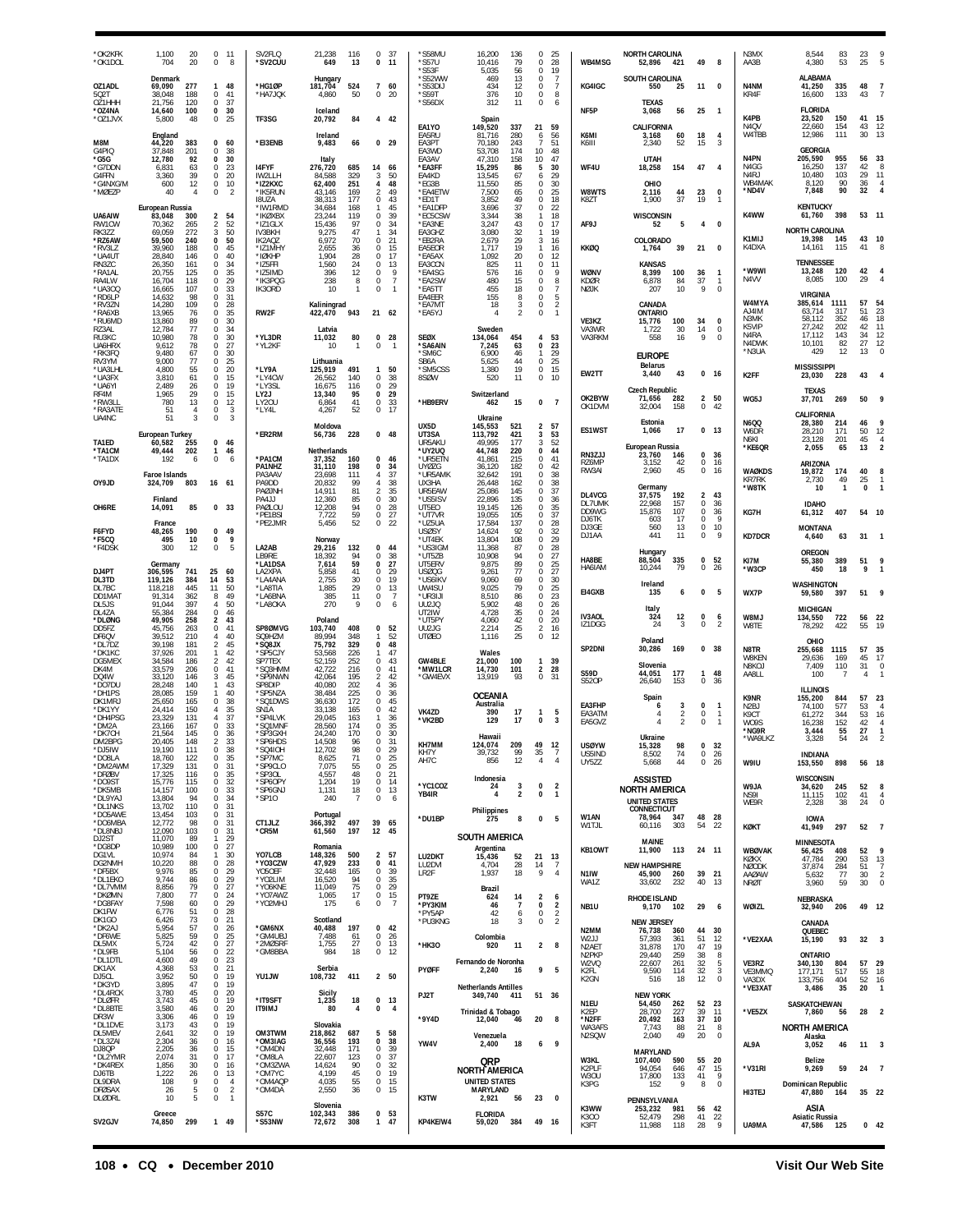*OK2KFK 1,100 20 0 11
*OK1DOL 704 20 0 8

**Denmark**
OZ1ADL 69,090 277 1 48
5Q2T 38,048 188 0 41
OZ1HHH 21,756 120 0 37
*OZ4NA 14,640 100 0 30
*OZ1JVX 5,800 48 0 25

**England**
M8M 44,220 383 0 60
G4PIQ 37,848 201 0 38
*G5G 12,780 92 0 30
*G7DDN 6,831 63 0 23
G4FFN 3,360 39 0 20
*G4NXG/M 600 12 0 10
*MØEZP 40 4 0 2

**European Russia**
UA6AIW 83,048 300 2 54
RW1OW 70,362 265 2 52
RK3ZZ 69,059 272 3 50
*RZ6AW 59,500 240 0 50
*RV3LZ 39,960 188 0 45
*UA4UT 28,840 146 0 40
RN3ZC 26,350 161 0 34
*RA1AL 20,755 125 0 35
RA4LW 16,704 118 0 29
*UA3QQ 16,665 107 0 33
*RD6LP 14,632 98 0 31
*RV3ZN 14,280 109 0 28
*RA6XB 13,965 76 0 35
*RU6MD 13,860 89 0 30
RZ3AL 12,784 77 0 34
RU3KC 10,980 78 0 30
UA6HRX 9,612 78 0 27
*RK3FQ 9,480 67 0 30
RV3YM 9,000 77 0 25
*UA3LHL 4,800 55 0 20
*UA3FX 3,810 61 0 15
*UA6YI 2,489 26 0 19
RF4M 1,965 29 0 15
*RW3LL 780 13 0 12
*RA3ATE 51 4 0 3
UA4NC 51 3 0 3

**European Turkey**
TA1ED 60,582 255 0 46
*TA1CM 49,444 202 1 46
*TA1DX 192 6 0 6

**Faroe Islands**
OY9JD 324,709 803 16 61

**Finland**
OH6RE 14,091 85 0 33

**France**
F6FYD 48,265 190 0 49
*F5CQ 495 10 0 9
*F4DSK 300 12 0 5

**Germany**
DJ4PT 306,595 741 25 60
DL3TD 119,126 384 14 53
DL7BC 118,218 445 11 50
DD1MAT 91,314 362 8 49
DL5JS 91,044 397 4 50
DL4ZA 55,384 284 0 46
*DLØNG 49,905 258 2 43
DD5FZ 45,756 263 0 41
DF6QV 39,512 210 4 40
*DL7DZ 39,198 181 2 45
*DK1KC 37,926 201 1 42
DG5MEX 34,584 186 2 42
DK4M 33,579 206 0 41
DQ4W 33,120 146 3 45
*DO7DU 28,248 140 1 43
*DH1PS 28,085 159 1 40
DK1MRJ 25,650 165 0 38
*DK1YY 24,414 150 4 35
*DH4PSG 23,329 131 4 37
*DM2A 23,166 167 0 33
*DK7OH 21,564 145 0 36
DM2BPG 20,405 148 2 33
*DJ5IW 19,190 111 0 38
*DO8LA 18,760 122 0 35
*DM2AWM 17,329 131 0 31
*DFØBV 17,325 116 0 35
*DO8ST 15,776 115 0 32
*DK5MB 14,157 100 0 33
*DL9YAJ 13,804 94 0 34
*DL1NKS 13,702 110 0 31
*DO5AWE 13,454 103 0 31
*DO6MBA 12,772 98 0 31
*DL8NBJ 12,090 103 0 31
DJ2ST 11,070 89 1 29
*DG8DP 10,989 100 0 27
DG1VL 10,974 84 1 30
DG2NMH 10,220 88 0 28
*DF5BX 9,976 85 0 29
*DL1EKO 9,744 86 0 29
*DL7VMM 8,856 79 0 27
*DKØMN 7,800 77 0 24
*DG8FAY 7,598 60 0 29
DK1FW 6,776 51 0 28
DK1GO 6,426 73 0 21
*DK2AJ 5,954 57 0 26
*DF6WE 5,825 59 0 25
DL5MX 5,724 42 0 27
*DL9FB 5,104 56 0 22
*DL1DTL 4,600 49 0 23
DK1AX 4,368 53 0 21
DJ5CL 3,952 50 0 19
*DK3YD 3,895 47 0 19
*DL4RCK 3,780 45 0 20
*DLØFR 3,743 45 0 19
*DL8BTE 3,580 46 0 20
DR3W 3,306 46 0 19
*DL1DVE 3,173 43 0 19
DL5MEV 2,641 32 0 19
*DL3ZAI 2,304 36 0 16
DJ8QP 2,205 36 0 15
*DL2YMR 2,074 31 0 17
*DK4REX 1,856 30 0 16
DJ6TB 1,222 26 0 13
DL9DRA 108 9 0 4
DF8SAX 26 5 0 2
DLØDRL 10 5 0 1

**Greece**
SV2GJV 74,850 299 1 49
SV2FLQ 21,238 116 0 37
*SV2CUU 649 13 0 11

**Hungary**
*HG1ØP 181,704 524 7 60
*HA7JQK 4,860 50 0 20

**Iceland**
TF3SG 20,792 84 4 42

**Ireland**
*EI3ENB 9,483 66 0 29

**Italy**
I4FYF 276,720 685 14 66
IW2LLH 84,588 329 3 50
*IZ2KXC 62,400 251 4 48
*IK5RUN 43,146 169 2 49
I8UZA 38,313 177 0 43
*IW1RMD 34,684 168 1 45
*IKØXBX 23,244 119 0 39
*IZ1GLX 15,436 97 0 34
IV3BKH 9,275 47 1 34
IK2AQZ 6,972 70 0 21
*IZ1MHY 2,655 36 0 15
*IØKHP 1,904 28 0 17
*IZ5FRI 1,560 24 0 13
*IZ5IMD 396 12 0 9
*IK3PQG 238 8 0 7
IK3ORD 10 1 0 1

**Kaliningrad**
RW2F 422,470 943 21 62

**Latvia**
*YL3DR 11,032 80 0 28
*YL2KF 10 1 0 1

**Lithuania**
*LY9A 125,919 491 1 50
*LY4OW 26,562 140 0 38
*LY3SL 16,675 116 0 29
LY2J 13,340 95 0 29
LY2OU 6,864 41 0 33
*LY4L 4,267 52 0 17

**Moldova**
*ER2RM 56,736 228 0 48

**Netherlands**
*PA1CM 37,352 160 0 46
PA1NHZ 31,110 198 0 34
PA3AAV 23,698 111 4 37
PA9DD 20,832 99 4 38
PAØJNH 14,911 81 2 35
PA4JJ 12,360 85 0 30
PAØLOU 12,208 94 0 28
*PE1BSI 7,722 59 0 27
*PE2JMR 5,456 52 0 22

**Norway**
LA2AB 29,216 132 0 44
LB9RE 18,392 94 0 38
*LA1DSA 7,614 59 0 27
LA2XPA 5,858 41 0 29
*LA4ANA 2,755 30 0 19
*LA8TIA 1,885 29 0 13
*LA6BNA 385 11 0 7
*LA8OKA 270 9 0 6

**Poland**
SP8ØMVG 103,740 408 0 52
SQ9HZM 89,994 348 1 52
*SQ8JX 75,792 329 0 48
*SP5CJY 53,568 226 1 47
SP7TEX 52,159 252 0 43
*SQ3HMM 42,722 216 0 41
*SP9NWN 42,064 195 2 42
SP8DIP 40,080 202 4 36
*SP5NZA 38,484 225 0 36
*SQ1DWS 36,630 172 0 45
SN1A 33,138 165 0 42
*SP4LVK 29,045 163 1 36
*SQ1MNF 28,560 174 0 35
*SP3GXH 24,240 170 0 30
*SP6HDS 14,508 96 0 31
*SQ4IOH 12,702 98 0 29
*SP7MC 8,625 71 0 25
*SP9CLO 7,075 55 0 25
*SP3OL 4,557 48 0 21
*SP6OPY 1,204 19 0 14
*SP6GNJ 1,131 18 0 13
*SP1O 240 7 0 6

**Portugal**
CT1JLZ 366,392 497 39 65
*CR5M 61,560 197 12 45

**Romania**
YO7LCB 148,326 500 2 57
*YO3CZW 47,929 233 0 41
YO5OEF 32,448 165 0 39
*YO2LIM 16,520 94 0 35
*YO6KNE 11,049 75 0 29
*YO7AWZ 1,065 17 0 15
*YO2MHJ 175 6 0 7

**Scotland**
*GM6NX 40,488 197 0 42
*GM4UBJ 7,488 61 0 26
*2MØSRF 1,755 27 0 13
*GM8BBA 984 18 0 12

**Serbia**
YU1JW 108,732 411 2 50

**Sicily**
*IT9SFT 1,235 18 0 13
IT9IMJ 80 4 0 4

**Slovakia**
OM3TWM 218,862 687 5 58
*OM3IAG 36,556 193 0 38
*OM4DN 32,448 171 0 39
*OM8LA 22,607 123 0 37
*OM3ZWA 14,624 90 0 32
*OM7YC 4,199 45 0 19
*OM4AQP 4,035 55 0 15
*OM4DA 2,550 36 0 15

**Slovenia**
S57C 102,343 386 0 53
*S53NW 72,672 308 1 47
*S58MU 16,200 136 0 25
*S57U 10,416 79 0 28
*S53F 5,035 56 0 19
*S52WW 469 13 0 7
*S53DIJ 434 12 0 7
*S59T 376 10 0 8
*S56DX 312 11 0 6

**Spain**
EA1YO 149,520 337 21 59
EA5RU 81,716 280 6 56
EA3PT 70,180 243 7 51
EA3WD 53,708 174 10 48
EA3AV 47,310 158 10 47
*EA3FF 15,295 86 5 30
EA4KD 13,545 67 6 29
*EG3B 11,550 85 0 30
*EA4ETW 7,500 65 0 25
*ED1T 3,852 49 0 18
*EA1DFP 3,696 37 0 22
*EC5CSW 3,344 38 1 18
*EA3NE 3,247 43 0 17
EA3GHZ 3,080 32 1 19
*EB2RA 2,679 29 3 16
EA5EOR 1,717 19 1 16
*EA5AX 1,092 20 0 12
EA3CCN 825 11 0 11
*EA4SG 576 16 0 9
*EA2SW 480 15 0 8
*EA5TT 455 18 0 7
EA4EER 155 8 0 5
*EA7MT 18 3 0 2
*EA5YJ 4 2 0 1

**Sweden**
SEØX 134,064 454 4 53
*SA6AIN 7,245 63 0 23
*SM6C 6,900 46 1 29
SB6A 5,625 44 0 25
*SM5CSS 1,380 19 0 15
8SØW 520 11 0 10

**Switzerland**
*HB9ERV 462 15 0 7

**Ukraine**
UX5D 145,553 521 2 57
UT3SA 113,792 421 3 53
UR5AKU 49,995 177 3 52
*UY2UQ 44,748 220 0 44
*UR5ETN 41,861 215 0 41
UYØZG 36,120 182 0 42
*UR5AMK 32,642 191 0 38
UX3HA 26,448 162 0 38
UR5EAW 25,086 145 0 37
*US5ISV 22,896 135 0 36
UT5EO 19,145 126 0 35
*UT7VR 19,055 105 0 37
*UZ5UA 17,584 137 0 28
USØSY 14,624 92 0 32
*UT4EK 13,804 108 0 29
*US3IGM 11,368 87 0 28
*UT5ZB 10,908 94 0 27
UT5ERV 9,875 89 0 25
*UT5PY 9,261 77 0 27
*US6IKV 9,060 69 0 30
UW4SU 9,025 79 0 25
*UR3IJI 8,510 86 0 23
UU2JQ 5,902 48 0 26
UT2IW 4,728 35 0 24
*UT5PY 4,060 42 0 20
UU2JG 2,214 25 2 16
UTØED 1,116 25 0 12

**Wales**
GW4BLE 21,000 100 1 39
*MW1LCR 14,730 101 2 28
*GW4EVX 13,919 93 0 31

**OCEANIA**

**Australia**
VK4ZD 390 17 1 5
*VK2BD 129 17 0 3

**Hawaii**
KH7MM 124,074 209 49 12
KH7Y 39,732 99 35 7
AH7C 856 12 4 4

**Indonesia**
*YC1COZ 24 3 0 2
YB4IR 4 2 0 1

**Philippines**
*DU1BP 275 8 0 5

**SOUTH AMERICA**

**Argentina**
LU2DKT 15,436 52 21 13
LU2DVI 4,704 28 14 7
LR2F 1,937 18 9 4

**Brazil**
PT9ZE 624 14 2 6
*PY3KIM 46 7 0 2
*PY5AP 42 6 0 2
*PU3KNG 18 3 0 2

**Colombia**
*HK3O 920 11 2 8

**Fernando de Noronha**
PYØFF 2,240 16 9 5

**Netherlands Antilles**
PJ2T 349,740 411 51 36

**Trinidad & Tobago**
*9Y4D 12,040 46 20 8

**Venezuela**
YW4V 2,400 18 6 9

**QRP**
**NORTH AMERICA**
**UNITED STATES**
**MARYLAND**
K3TW 2,921 56 23 0

**FLORIDA**
KP4KE/W4 59,020 384 49 16

**NORTH CAROLINA**
WB4MSG 52,896 421 49 8

**SOUTH CAROLINA**
KG4IGC 550 25 11 0

**TEXAS**
NF5P 3,068 56 25 1

**CALIFORNIA**
K6MI 3,168 60 18 4
K6III 2,340 52 15 3

**UTAH**
WF4U 18,258 154 47 4

**OHIO**
W8WTS 2,116 44 23 0
K8ZT 1,900 37 19 1

**WISCONSIN**
AF9J 52 5 4 0

**COLORADO**
KKØQ 1,764 39 21 0

**KANSAS**
WØNV 8,399 100 36 1
KDØR 6,878 84 37 1
NØIK 207 10 9 0

**CANADA**
**ONTARIO**
VE3KZ 15,776 100 34 0
VA3WR 1,722 30 14 0
VA3RKM 558 16 9 0

**EUROPE**
**Belarus**
EW2TT 3,440 43 0 16

**Czech Republic**
OK2BYW 71,656 282 2 50
OK1DVM 32,004 158 0 42

**Estonia**
ES1WST 1,066 17 0 13

**European Russia**
RN3ZJJ 23,760 146 0 36
RZ6MP 3,152 42 0 16
RW3AI 2,960 45 0 16

**Germany**
DL4VCG 37,575 192 2 43
DL7UMK 22,968 157 0 36
DD9WG 15,876 107 0 36
DJ6TK 603 17 0 9
DJ3GE 560 13 0 10
DJ1AA 441 11 0 9

**Hungary**
HA8BE 88,504 335 0 52
HA6IAM 10,244 79 0 26

**Ireland**
EI4GXB 135 6 0 5

**Italy**
IV3AOL 324 12 0 6
IZ1DGG 24 3 0 2

**Poland**
SP2DNI 30,286 169 0 38

**Slovenia**
S59D 44,051 177 1 48
S52OP 26,640 153 0 36

**Spain**
EA3FHP 6 3 0 1
EA3ATM 4 2 0 1
EA5GVZ 4 2 0 1

**Ukraine**
USØYW 15,328 98 0 32
US5IND 8,502 74 0 26
UY5ZZ 5,668 44 0 26

**ASSISTED**
**NORTH AMERICA**
**UNITED STATES**
**CONNECTICUT**
W1AN 78,964 347 48 28
W1TJL 60,116 303 54 22

**MAINE**
KB1OWT 11,900 113 24 11

**NEW HAMPSHIRE**
N1IW 45,900 260 39 21
WA1Z 33,602 232 40 13

**RHODE ISLAND**
NB1U 9,170 102 29 6

**NEW JERSEY**
N2MM 76,738 360 44 30
W2JJ 57,393 361 51 12
N2AET 31,878 170 47 19
N2PKP 29,440 259 38 8
W2VQ 22,607 261 32 5
K2FL 9,590 114 32 3
K2GN 516 18 12 0

**NEW YORK**
N1EU 54,450 262 52 23
K2EP 28,700 227 39 11
*N2FF 20,492 163 37 10
WA3AFS 7,743 88 21 8
N2SQW 2,040 49 20 0

**MARYLAND**
W3KL 107,400 590 55 20
K2PLF 94,054 646 47 15
W3OU 17,800 133 41 9
K3PG 152 9 8 0

**PENNSYLVANIA**
K3WW 253,232 981 56 42
K3OO 52,479 298 41 22
K3FT 11,988 118 28 9
N3MX 8,544 83 23 9
AA3B 4,380 53 25 5

**ALABAMA**
N4NM 41,250 335 48 7
KR4F 16,600 133 43 7

**FLORIDA**
K4PB 23,520 150 41 15
N4QV 22,660 154 43 12
W4TBB 12,986 111 30 13

**GEORGIA**
N4PN 205,590 955 56 33
N4GG 16,250 137 42 8
N4RJ 10,480 103 29 11
WB4MAK 8,120 90 36 4
*ND4V 7,848 90 32 4

**KENTUCKY**
K4WW 61,760 398 53 11

**NORTH CAROLINA**
K1MIJ 19,398 145 43 10
K4DXA 14,161 115 41 8

**TENNESSEE**
*W9WI 13,248 120 42 4
N4VV 8,085 100 29 4

**VIRGINIA**
W4MYA 385,614 1111 57 54
AJ4IM 63,714 317 51 23
N3MK 58,112 352 46 18
K5VIP 27,242 202 42 11
N4RA 17,112 143 34 12
N4DWK 10,101 82 27 12
*N3UA 429 12 13 0

**MISSISSIPPI**
K2FF 23,030 228 43 4

**TEXAS**
WG5J 37,701 269 50 9

**CALIFORNIA**
N6QQ 28,380 214 46 9
W6DR 28,210 171 50 12
N6KI 23,128 201 45 4
*KE6QR 2,055 65 13 2

**ARIZONA**
WAØKDS 19,872 174 40 8
KR7RK 2,730 49 25 1
*W8TK 10 1 0 1

**IDAHO**
KG7H 61,312 407 54 10

**MONTANA**
KD7DCR 4,640 63 31 1

**OREGON**
KI7M 55,380 389 51 9
*W3CP 450 18 9 1

**WASHINGTON**
WX7P 59,580 397 51 9

**MICHIGAN**
W8MJ 134,550 722 56 22
W8TE 78,292 422 55 19

**OHIO**
N8TR 255,668 1115 57 35
W8KEN 29,636 169 45 17
N8KOJ 7,409 110 31 0
AA8LL 100 7 4 1

**ILLINOIS**
K9NR 155,200 844 57 23
N2BJ 74,100 577 53 4
K9CT 61,272 344 53 16
WO9S 16,238 152 42 4
*NG9R 3,444 55 27 1
*WA9LKZ 3,328 54 24 2

**INDIANA**
W9IU 153,550 898 56 18

**WISCONSIN**
W9JA 34,620 245 52 8
NS9I 11,115 102 41 4
WE9R 2,328 38 24 0

**IOWA**
KØKT 41,949 297 52 7

**MINNESOTA**
WBØVAK 56,425 408 52 9
KØKX 47,784 290 53 13
NØODK 37,874 284 51 7
AAØAW 5,632 77 30 2
NRØT 3,960 59 30 0

**NEBRASKA**
WØIZL 32,940 206 49 12

**CANADA**
**QUEBEC**
*VE2XAA 15,190 93 32 3

**ONTARIO**
VE3RZ 340,130 804 57 29
VE3MMQ 177,171 517 55 18
VA3DX 133,756 404 52 16
*VE3XAT 3,486 35 20 1

**SASKATCHEWAN**
*VE5ZX 7,860 56 28 2

**NORTH AMERICA**
**Alaska**
AL9A 3,052 46 11 3

**Belize**
*V31RI 9,269 59 24 7

**Dominican Republic**
HI3TEJ 47,880 164 35 22

**ASIA**
**Asiatic Russia**
UA9MA 47,586 125 0 42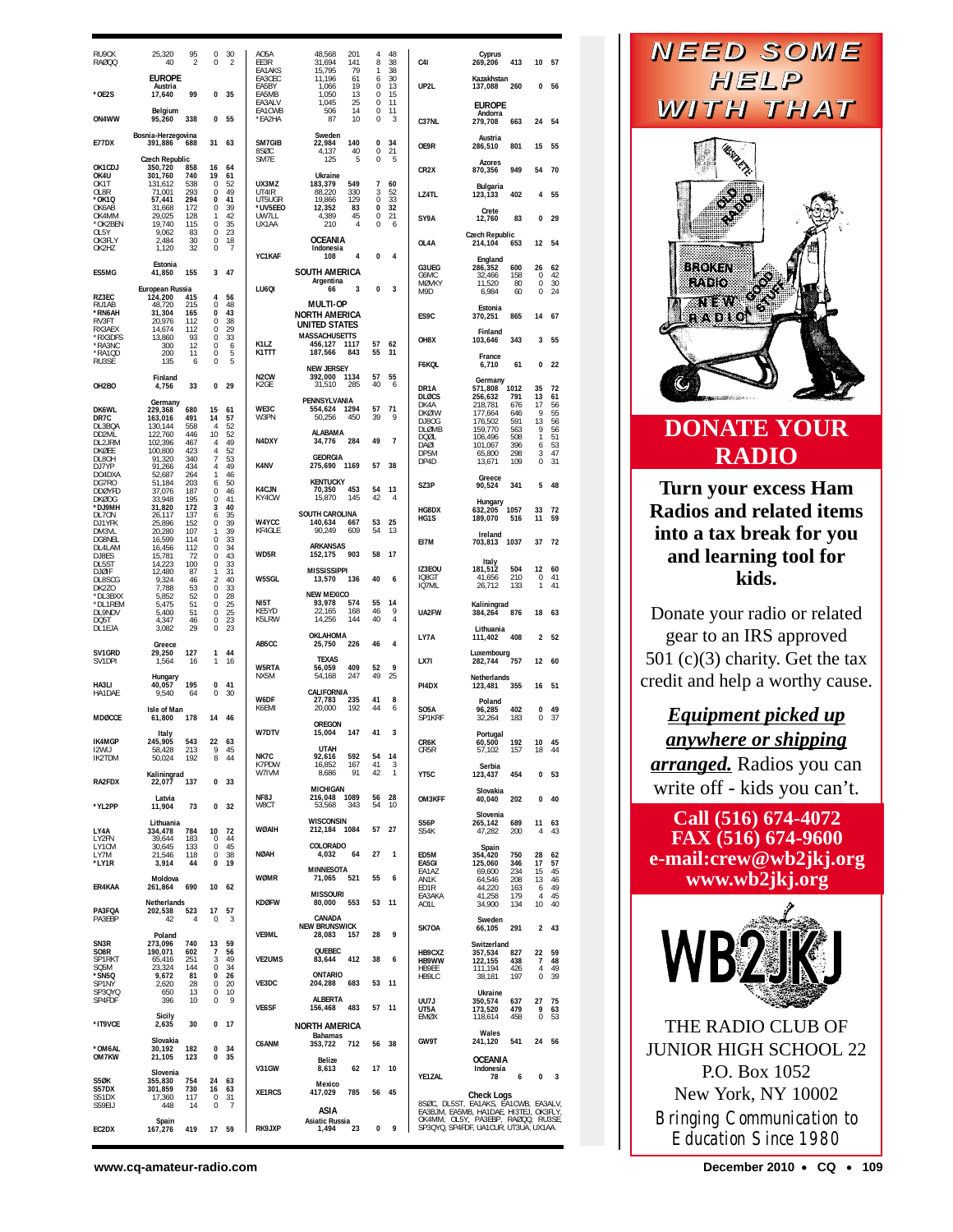RU9CK 25,320 95 0 30
RAØQQ 40 2 0 2

**EUROPE**

Austria
*OE2S 17,640 99 0 35

Belgium
ON4WW 95,260 338 0 55

Bosnia-Herzegovina
E77DX 391,886 688 31 63

Czech Republic
OK1CDJ 350,720 858 16 64
OK4U 301,760 740 19 61
OK1T 131,612 538 0 52
OL8R 71,001 293 0 49
*OK1Q 57,441 294 0 41
OK6AB 31,668 172 0 39
OK4MM 29,025 128 1 42
*OK2BEN 19,740 115 0 35
OL5Y 9,062 83 0 23
OK3FLY 2,484 30 0 18
OK2HZ 1,120 32 0 7

Estonia
ES5MG 41,850 155 3 47

European Russia
RZ3EC 124,200 415 4 56
RU1AB 48,720 215 0 48
*RN6AH 31,304 165 0 43
RV3FT 20,976 112 0 38
RX3AEX 14,674 112 0 29
*RX3DFS 13,860 93 0 33
*RA3NC 300 12 0 6
*RA1QD 200 11 0 5
RU3SE 135 6 0 5

Finland
OH2BO 4,756 33 0 29

Germany
DK6WL 229,368 680 15 61
DR7C 163,016 491 14 57
DL3BQA 130,144 558 4 52
DD2ML 122,760 446 10 52
DL2JRM 102,396 467 4 49
DKØEE 100,800 423 4 52
DL8OH 91,320 340 7 53
DJ7YP 91,266 434 4 49
DO4DXA 52,687 264 1 46
DG7RO 51,184 203 6 50
DDØYFD 37,076 187 0 46
DKØOG 33,948 195 0 41
*DJ9MH 31,820 172 3 40
DL7CN 26,117 137 6 35
DJ1YFK 25,896 152 0 39
DM3VL 20,280 107 1 39
DG8NEL 16,599 114 0 33
DL4LAM 16,456 112 0 34
DJ8ES 15,781 72 0 43
DL5ST 14,223 100 0 33
DJØIF 12,480 87 1 31
DL8SCG 9,324 46 2 40
DK2ZO 7,788 53 0 33
*DL3BXX 5,852 52 0 28
*DL1REM 5,475 51 0 25
DL9NDV 5,400 51 0 25
DQ5T 4,347 46 0 23
DL1EJA 3,082 29 0 23

Greece
SV1GRD 29,250 127 1 44
SV1DPI 1,564 16 1 16

Hungary
HA3LI 40,057 195 0 41
HA1DAE 9,540 64 0 30

Isle of Man
MDØCCE 61,800 178 14 46

Italy
IK4MGP 245,905 543 22 63
I2WIJ 58,428 213 9 45
IK2TDM 50,024 192 8 44

Kaliningrad
RA2FDX 22,077 137 0 33

Latvia
*YL2PP 11,904 73 0 32

Lithuania
LY4A 334,478 784 10 72
LY2FN 39,644 183 0 44
LY1CM 30,645 133 0 45
LY7M 21,546 118 0 38
*LY1R 3,914 44 0 19

Moldova
ER4KAA 261,864 690 10 62

Netherlands
PA3FQA 202,538 523 17 57
PA3EBP 42 4 0 3

Poland
SN3R 273,096 740 13 59
SO8R 190,071 602 7 56
SP1RKT 65,416 251 3 49
SQ5M 23,324 144 0 34
*SN5Q 9,672 81 0 26
SP1NY 2,620 28 0 20
SP3QYQ 650 13 0 10
SP4FDF 396 10 0 9

Sicily
*IT9VCE 2,635 30 0 17

Slovakia
*OM6AL 30,192 182 0 34
OM7KW 21,105 123 0 35

Slovenia
S5ØK 355,830 754 24 63
S57DX 301,859 730 16 63
S51DX 17,360 117 0 31
S59EIJ 448 14 0 7

Spain
EC2DX 167,276 419 17 59
AO5A 48,568 201 4 48
EE3R 31,694 141 8 38
EA1AKS 15,795 79 1 38
EA3CEC 11,196 61 6 30
EA5BY 1,066 19 0 13
EA5MB 1,050 13 0 15
EA3ALV 1,045 25 0 11
EA1CWB 506 14 0 11
*EA2HA 87 10 0 3

Sweden
SM7GIB 22,984 140 0 34
8SØC 4,137 40 0 21
SM7E 125 5 0 5

Ukraine
UX3MZ 183,379 549 7 60
UT4IR 88,220 330 3 52
UT5UGR 19,866 129 0 33
*UV5EEO 12,352 83 0 32
UW7LL 4,389 45 0 21
UX1AA 210 4 0 6

**OCEANIA**

Indonesia
YC1KAF 108 4 0 4

**SOUTH AMERICA**

Argentina
LU6QI 66 3 0 3

**MULTI-OP**

**NORTH AMERICA**

**UNITED STATES**

MASSACHUSETTS
K1LZ 456,127 1117 57 62
K1TTT 187,566 843 55 31

NEW JERSEY
N2CW 392,000 1134 57 55
K2GE 31,510 285 40 6

PENNSYLVANIA
WE3C 554,624 1294 57 71
W3PN 50,256 450 39 9

ALABAMA
N4DXY 34,776 284 49 7

GEORGIA
K4NV 275,690 1169 57 38

KENTUCKY
K4CJN 70,350 453 54 13
KY4CW 15,870 145 42 4

SOUTH CAROLINA
W4YCC 140,634 667 53 25
KF4GLE 90,249 609 54 13

ARKANSAS
WD5R 152,175 903 58 17

MISSISSIPPI
W5SGL 13,570 136 40 6

NEW MEXICO
NI5T 93,978 574 55 14
KE5YD 22,165 168 46 9
K5LRW 14,256 144 40 4

OKLAHOMA
AB5CC 25,750 226 46 4

TEXAS
W5RTA 56,059 409 52 9
NX5M 54,168 247 49 25

CALIFORNIA
W6DF 27,783 235 41 8
K6EMI 20,000 192 44 6

OREGON
W7DTV 15,004 147 41 3

UTAH
NK7C 92,616 592 54 14
K7PDW 16,852 167 41 3
W7IVM 8,686 91 42 1

MICHIGAN
NF8J 216,048 1089 56 28
W8CT 53,568 343 54 10

WISCONSIN
WØAIH 212,184 1084 57 27

COLORADO
NØAH 4,032 64 27 1

MINNESOTA
WØMR 71,065 521 55 6

MISSOURI
KDØFW 80,000 553 53 11

CANADA

NEW BRUNSWICK
VE9ML 28,083 157 28 9

QUEBEC
VE2UMS 83,644 412 38 6

ONTARIO
VE3DC 204,288 683 53 11

ALBERTA
VE6SF 156,468 483 57 11

**NORTH AMERICA**

Bahamas
C6ANM 353,722 712 56 38

Belize
V31GW 8,613 62 17 10

Mexico
XE1RCS 417,029 785 56 45

**ASIA**

Asiatic Russia
RK9JXP 1,494 23 0 9

Cyprus
C4I 269,206 413 10 57

Kazakhstan
UP2L 137,088 260 0 56

**EUROPE**

Andorra
C37NL 279,708 663 24 54

Austria
OE9R 286,510 801 15 55

Azores
CR2X 870,356 949 54 70

Bulgaria
LZ4TL 123,133 402 4 55

Crete
SY9A 12,760 83 0 29

Czech Republic
OL4A 214,104 653 12 54

England
G3UEG 286,352 600 26 62
G6MC 32,466 158 0 42
MØVKY 11,520 80 0 30
M9D 6,984 60 0 24

Estonia
ES9C 370,251 865 14 67

Finland
OH8X 103,646 343 3 55

France
F6KQL 6,710 61 0 22

Germany
DR1A 571,808 1012 35 72
DLØCS 256,632 791 13 61
DK4A 218,781 676 17 56
DKØIW 177,664 646 9 55
DJ8OG 176,502 591 13 56
DLØMB 159,770 563 9 56
DQØL 106,496 508 1 51
DAØI 101,067 396 6 53
DP5M 65,800 298 3 47
DP4D 13,671 109 0 31

Greece
SZ3P 90,524 341 5 48

Hungary
HG8DX 632,205 1057 33 72
HG1S 189,070 516 11 59

Ireland
EI7M 703,813 1037 37 72

Italy
IZ3EOU 181,512 504 12 60
IQ8GT 41,656 210 0 41
IQ7ML 26,712 133 1 41

Kaliningrad
UA2FW 384,264 876 18 63

Lithuania
LY7A 111,402 408 2 52

Luxembourg
LX7I 282,744 757 12 60

Netherlands
PI4DX 123,481 355 16 51

Poland
SO5A 96,285 402 0 49
SP1KRF 32,264 183 0 37

Portugal
CR6K 60,500 192 10 45
CR5R 57,102 157 18 44

Serbia
YT5C 123,437 454 0 53

Slovakia
OM3KFF 40,040 202 0 40

Slovenia
S56P 265,142 689 11 63
S54K 47,282 200 4 43

Spain
ED5M 354,420 750 28 62
EA5GI 125,060 346 17 57
EA1AZ 69,600 234 15 45
AN1K 64,546 208 13 46
ED1R 44,220 163 6 49
EA3AKA 41,258 179 4 45
AO1L 34,900 134 10 40

Sweden
SK7OA 66,105 291 2 43

Switzerland
HB9CXZ 357,534 827 22 59
HB9WW 122,155 438 7 48
HB9EE 111,194 426 4 49
HB9LC 38,181 197 0 39

Ukraine
UU7J 350,574 637 27 75
UT5A 173,520 479 9 63
EMØX 118,614 458 0 53

Wales
GW9T 241,120 541 24 56

**OCEANIA**

Indonesia
YE1ZAL 78 6 0 3

**Check Logs**

8SØC, DL5ST, EA1AKS, EA1CWB, EA3ALV, EA3BJM, EA5MB, HA1DAE, HI3TEJ, OK3FLY, OK4MM, OL5Y, PA3EBP, RAØQQ, RU3SE, SP3QYQ, SP4FDF, UA1CUR, UT3UA, UX1AA.

---

# NEED SOME HELP WITH THAT

BROKEN RADIO / NEW GOOD STUFF / OLD RADIO / OBSOLETE

## DONATE YOUR RADIO

**Turn your excess Ham Radios and related items into a tax break for you and learning tool for kids.**

Donate your radio or related gear to an IRS approved 501 (c)(3) charity. Get the tax credit and help a worthy cause.

***Equipment picked up anywhere or shipping arranged.*** Radios you can write off - kids you can't.

**Call (516) 674-4072**
**FAX (516) 674-9600**
**e-mail:crew@wb2jkj.org**
**www.wb2jkj.org**

WB2JKJ

THE RADIO CLUB OF JUNIOR HIGH SCHOOL 22
P.O. Box 1052
New York, NY 10002
Bringing Communication to Education Since 1980